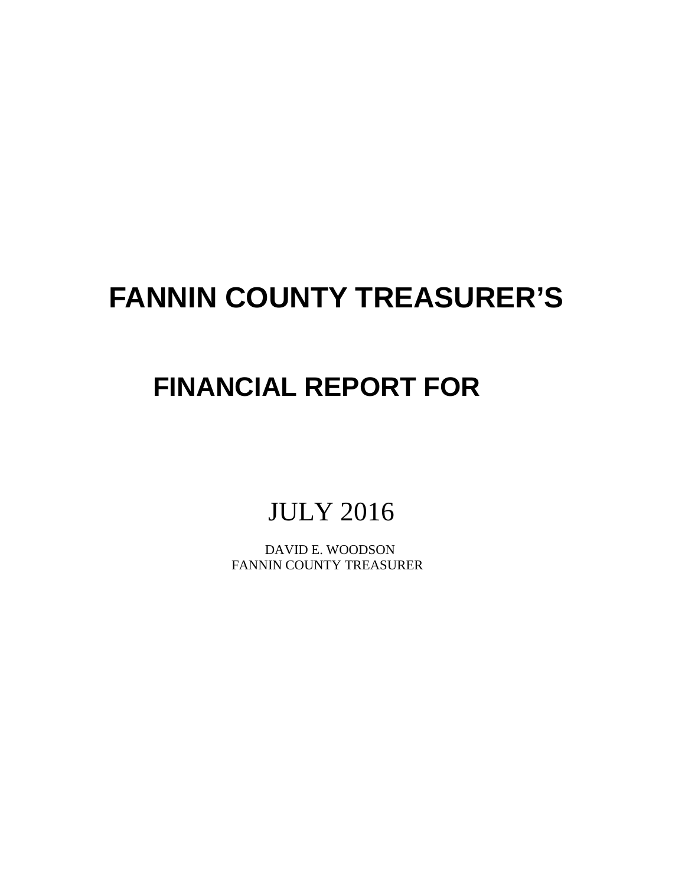# FANNIN COUNTY TREASURER'S

## FINANCIAL REPORT FOR

JULY 2016

DAVID E. WOODSON
FANNIN COUNTY TREASURER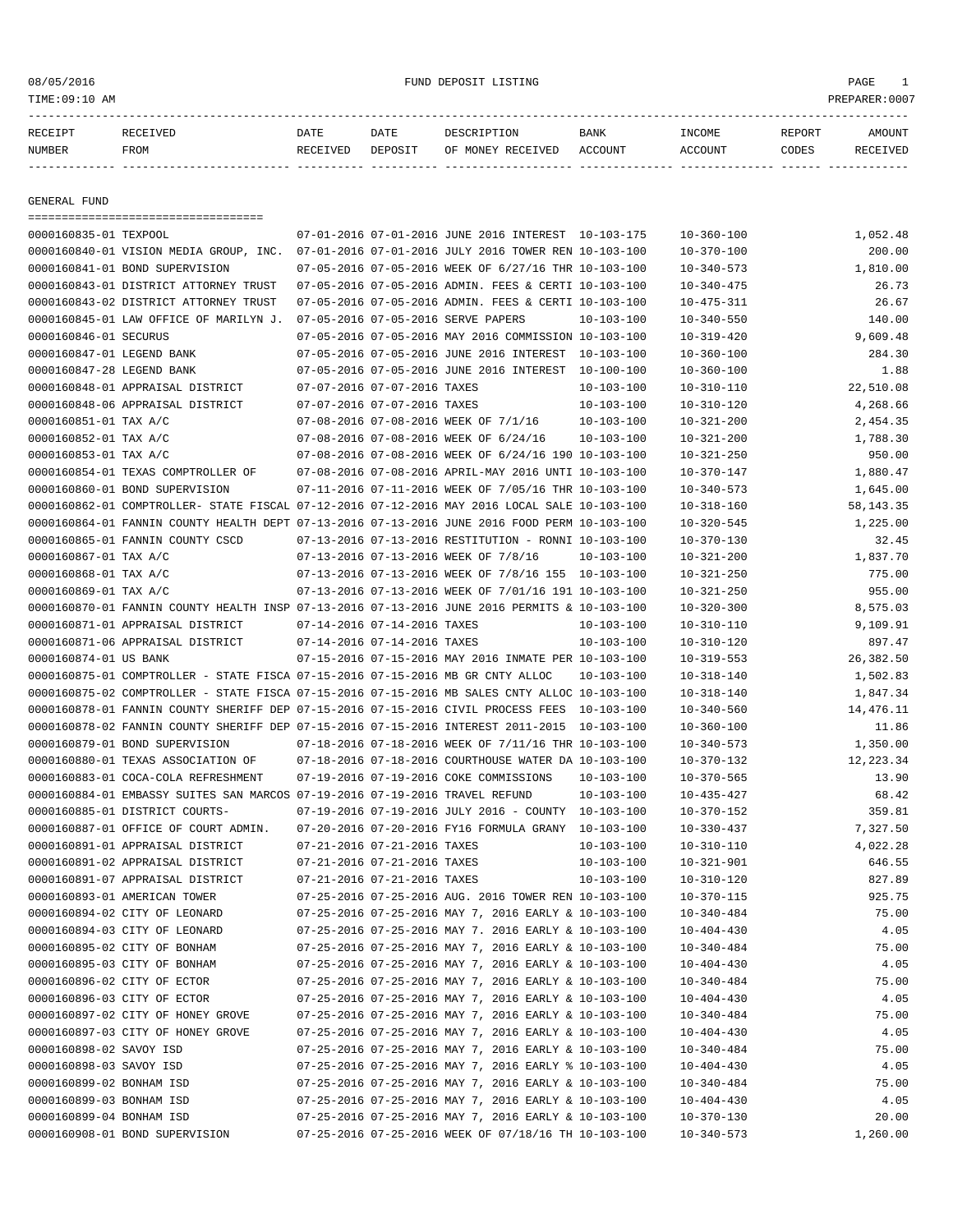08/05/2016 FUND DEPOSIT LISTING

TIME:09:10 AM PREPARER:0007

## GENERAL FUND

| RECEIPT NUMBER | RECEIVED FROM | DATE RECEIVED | DATE DEPOSIT | DESCRIPTION OF MONEY RECEIVED | BANK ACCOUNT | INCOME ACCOUNT | REPORT CODES | AMOUNT RECEIVED |
|---|---|---|---|---|---|---|---|---|
| 0000160835-01 | TEXPOOL | 07-01-2016 | 07-01-2016 | JUNE 2016 INTEREST | 10-103-175 | 10-360-100 | | 1,052.48 |
| 0000160840-01 | VISION MEDIA GROUP, INC. | 07-01-2016 | 07-01-2016 | JULY 2016 TOWER REN | 10-103-100 | 10-370-100 | | 200.00 |
| 0000160841-01 | BOND SUPERVISION | 07-05-2016 | 07-05-2016 | WEEK OF 6/27/16 THR | 10-103-100 | 10-340-573 | | 1,810.00 |
| 0000160843-01 | DISTRICT ATTORNEY TRUST | 07-05-2016 | 07-05-2016 | ADMIN. FEES & CERTI | 10-103-100 | 10-340-475 | | 26.73 |
| 0000160843-02 | DISTRICT ATTORNEY TRUST | 07-05-2016 | 07-05-2016 | ADMIN. FEES & CERTI | 10-103-100 | 10-475-311 | | 26.67 |
| 0000160845-01 | LAW OFFICE OF MARILYN J. | 07-05-2016 | 07-05-2016 | SERVE PAPERS | 10-103-100 | 10-340-550 | | 140.00 |
| 0000160846-01 | SECURUS | 07-05-2016 | 07-05-2016 | MAY 2016 COMMISSION | 10-103-100 | 10-319-420 | | 9,609.48 |
| 0000160847-01 | LEGEND BANK | 07-05-2016 | 07-05-2016 | JUNE 2016 INTEREST | 10-103-100 | 10-360-100 | | 284.30 |
| 0000160847-28 | LEGEND BANK | 07-05-2016 | 07-05-2016 | JUNE 2016 INTEREST | 10-100-100 | 10-360-100 | | 1.88 |
| 0000160848-01 | APPRAISAL DISTRICT | 07-07-2016 | 07-07-2016 | TAXES | 10-103-100 | 10-310-110 | | 22,510.08 |
| 0000160848-06 | APPRAISAL DISTRICT | 07-07-2016 | 07-07-2016 | TAXES | 10-103-100 | 10-310-120 | | 4,268.66 |
| 0000160851-01 | TAX A/C | 07-08-2016 | 07-08-2016 | WEEK OF 7/1/16 | 10-103-100 | 10-321-200 | | 2,454.35 |
| 0000160852-01 | TAX A/C | 07-08-2016 | 07-08-2016 | WEEK OF 6/24/16 | 10-103-100 | 10-321-200 | | 1,788.30 |
| 0000160853-01 | TAX A/C | 07-08-2016 | 07-08-2016 | WEEK OF 6/24/16 190 | 10-103-100 | 10-321-250 | | 950.00 |
| 0000160854-01 | TEXAS COMPTROLLER OF | 07-08-2016 | 07-08-2016 | APRIL-MAY 2016 UNTI | 10-103-100 | 10-370-147 | | 1,880.47 |
| 0000160860-01 | BOND SUPERVISION | 07-11-2016 | 07-11-2016 | WEEK OF 7/05/16 THR | 10-103-100 | 10-340-573 | | 1,645.00 |
| 0000160862-01 | COMPTROLLER- STATE FISCAL | 07-12-2016 | 07-12-2016 | MAY 2016 LOCAL SALE | 10-103-100 | 10-318-160 | | 58,143.35 |
| 0000160864-01 | FANNIN COUNTY HEALTH DEPT | 07-13-2016 | 07-13-2016 | JUNE 2016 FOOD PERM | 10-103-100 | 10-320-545 | | 1,225.00 |
| 0000160865-01 | FANNIN COUNTY CSCD | 07-13-2016 | 07-13-2016 | RESTITUTION - RONNI | 10-103-100 | 10-370-130 | | 32.45 |
| 0000160867-01 | TAX A/C | 07-13-2016 | 07-13-2016 | WEEK OF 7/8/16 | 10-103-100 | 10-321-200 | | 1,837.70 |
| 0000160868-01 | TAX A/C | 07-13-2016 | 07-13-2016 | WEEK OF 7/8/16 155 | 10-103-100 | 10-321-250 | | 775.00 |
| 0000160869-01 | TAX A/C | 07-13-2016 | 07-13-2016 | WEEK OF 7/01/16 191 | 10-103-100 | 10-321-250 | | 955.00 |
| 0000160870-01 | FANNIN COUNTY HEALTH INSP | 07-13-2016 | 07-13-2016 | JUNE 2016 PERMITS & | 10-103-100 | 10-320-300 | | 8,575.03 |
| 0000160871-01 | APPRAISAL DISTRICT | 07-14-2016 | 07-14-2016 | TAXES | 10-103-100 | 10-310-110 | | 9,109.91 |
| 0000160871-06 | APPRAISAL DISTRICT | 07-14-2016 | 07-14-2016 | TAXES | 10-103-100 | 10-310-120 | | 897.47 |
| 0000160874-01 | US BANK | 07-15-2016 | 07-15-2016 | MAY 2016 INMATE PER | 10-103-100 | 10-319-553 | | 26,382.50 |
| 0000160875-01 | COMPTROLLER - STATE FISCA | 07-15-2016 | 07-15-2016 | MB GR CNTY ALLOC | 10-103-100 | 10-318-140 | | 1,502.83 |
| 0000160875-02 | COMPTROLLER - STATE FISCA | 07-15-2016 | 07-15-2016 | MB SALES CNTY ALLOC | 10-103-100 | 10-318-140 | | 1,847.34 |
| 0000160878-01 | FANNIN COUNTY SHERIFF DEP | 07-15-2016 | 07-15-2016 | CIVIL PROCESS FEES | 10-103-100 | 10-340-560 | | 14,476.11 |
| 0000160878-02 | FANNIN COUNTY SHERIFF DEP | 07-15-2016 | 07-15-2016 | INTEREST 2011-2015 | 10-103-100 | 10-360-100 | | 11.86 |
| 0000160879-01 | BOND SUPERVISION | 07-18-2016 | 07-18-2016 | WEEK OF 7/11/16 THR | 10-103-100 | 10-340-573 | | 1,350.00 |
| 0000160880-01 | TEXAS ASSOCIATION OF | 07-18-2016 | 07-18-2016 | COURTHOUSE WATER DA | 10-103-100 | 10-370-132 | | 12,223.34 |
| 0000160883-01 | COCA-COLA REFRESHMENT | 07-19-2016 | 07-19-2016 | COKE COMMISSIONS | 10-103-100 | 10-370-565 | | 13.90 |
| 0000160884-01 | EMBASSY SUITES SAN MARCOS | 07-19-2016 | 07-19-2016 | TRAVEL REFUND | 10-103-100 | 10-435-427 | | 68.42 |
| 0000160885-01 | DISTRICT COURTS- | 07-19-2016 | 07-19-2016 | JULY 2016 - COUNTY | 10-103-100 | 10-370-152 | | 359.81 |
| 0000160887-01 | OFFICE OF COURT ADMIN. | 07-20-2016 | 07-20-2016 | FY16 FORMULA GRANY | 10-103-100 | 10-330-437 | | 7,327.50 |
| 0000160891-01 | APPRAISAL DISTRICT | 07-21-2016 | 07-21-2016 | TAXES | 10-103-100 | 10-310-110 | | 4,022.28 |
| 0000160891-02 | APPRAISAL DISTRICT | 07-21-2016 | 07-21-2016 | TAXES | 10-103-100 | 10-321-901 | | 646.55 |
| 0000160891-07 | APPRAISAL DISTRICT | 07-21-2016 | 07-21-2016 | TAXES | 10-103-100 | 10-310-120 | | 827.89 |
| 0000160893-01 | AMERICAN TOWER | 07-25-2016 | 07-25-2016 | AUG. 2016 TOWER REN | 10-103-100 | 10-370-115 | | 925.75 |
| 0000160894-02 | CITY OF LEONARD | 07-25-2016 | 07-25-2016 | MAY 7, 2016 EARLY & | 10-103-100 | 10-340-484 | | 75.00 |
| 0000160894-03 | CITY OF LEONARD | 07-25-2016 | 07-25-2016 | MAY 7. 2016 EARLY & | 10-103-100 | 10-404-430 | | 4.05 |
| 0000160895-02 | CITY OF BONHAM | 07-25-2016 | 07-25-2016 | MAY 7, 2016 EARLY & | 10-103-100 | 10-340-484 | | 75.00 |
| 0000160895-03 | CITY OF BONHAM | 07-25-2016 | 07-25-2016 | MAY 7, 2016 EARLY & | 10-103-100 | 10-404-430 | | 4.05 |
| 0000160896-02 | CITY OF ECTOR | 07-25-2016 | 07-25-2016 | MAY 7, 2016 EARLY & | 10-103-100 | 10-340-484 | | 75.00 |
| 0000160896-03 | CITY OF ECTOR | 07-25-2016 | 07-25-2016 | MAY 7, 2016 EARLY & | 10-103-100 | 10-404-430 | | 4.05 |
| 0000160897-02 | CITY OF HONEY GROVE | 07-25-2016 | 07-25-2016 | MAY 7, 2016 EARLY & | 10-103-100 | 10-340-484 | | 75.00 |
| 0000160897-03 | CITY OF HONEY GROVE | 07-25-2016 | 07-25-2016 | MAY 7, 2016 EARLY & | 10-103-100 | 10-404-430 | | 4.05 |
| 0000160898-02 | SAVOY ISD | 07-25-2016 | 07-25-2016 | MAY 7, 2016 EARLY & | 10-103-100 | 10-340-484 | | 75.00 |
| 0000160898-03 | SAVOY ISD | 07-25-2016 | 07-25-2016 | MAY 7, 2016 EARLY % | 10-103-100 | 10-404-430 | | 4.05 |
| 0000160899-02 | BONHAM ISD | 07-25-2016 | 07-25-2016 | MAY 7, 2016 EARLY & | 10-103-100 | 10-340-484 | | 75.00 |
| 0000160899-03 | BONHAM ISD | 07-25-2016 | 07-25-2016 | MAY 7, 2016 EARLY & | 10-103-100 | 10-404-430 | | 4.05 |
| 0000160899-04 | BONHAM ISD | 07-25-2016 | 07-25-2016 | MAY 7, 2016 EARLY & | 10-103-100 | 10-370-130 | | 20.00 |
| 0000160908-01 | BOND SUPERVISION | 07-25-2016 | 07-25-2016 | WEEK OF 07/18/16 TH | 10-103-100 | 10-340-573 | | 1,260.00 |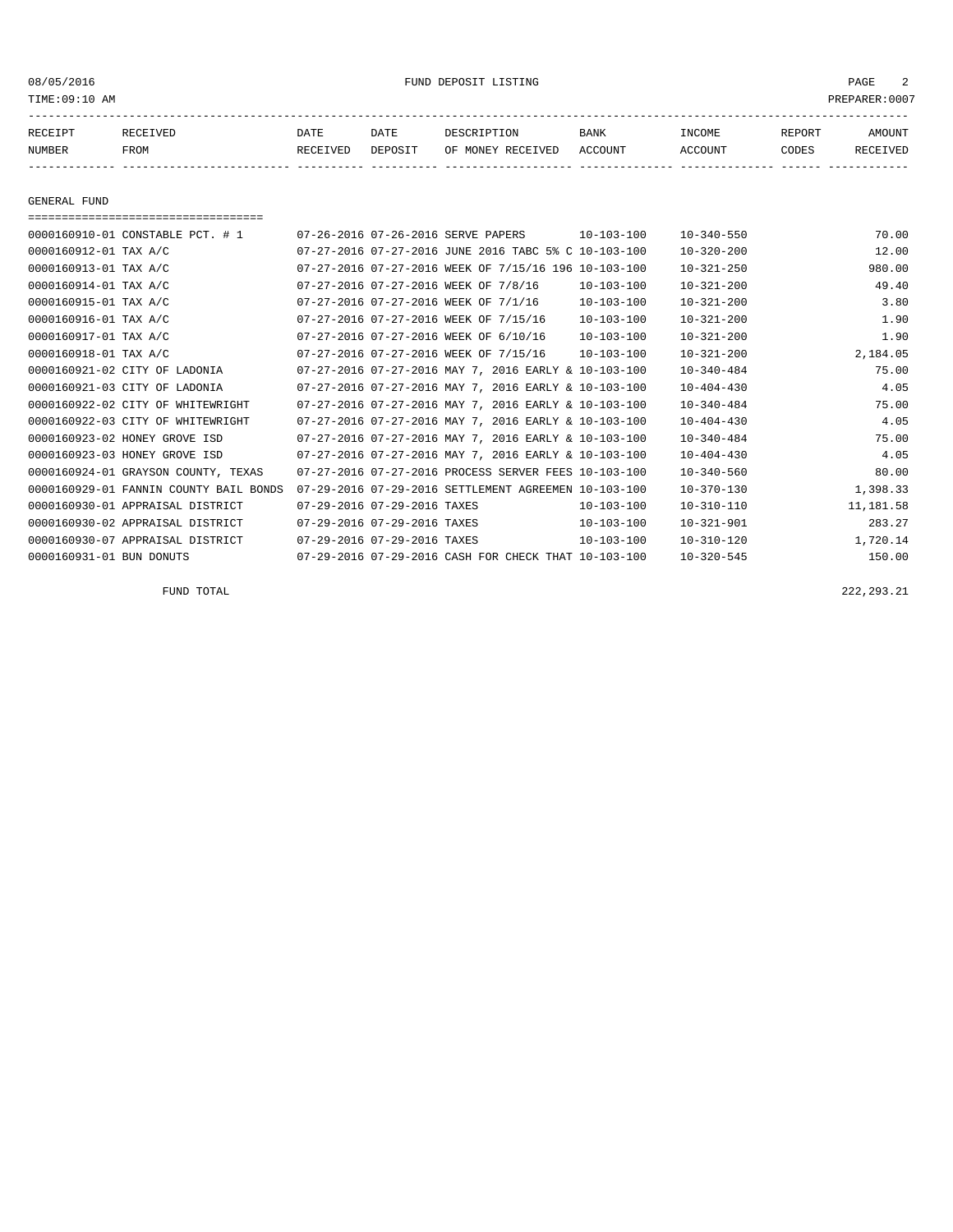| RECEIPT NUMBER | RECEIVED FROM | DATE RECEIVED | DATE DEPOSIT | DESCRIPTION OF MONEY RECEIVED | BANK ACCOUNT | INCOME ACCOUNT | REPORT CODES | AMOUNT RECEIVED |
|---|---|---|---|---|---|---|---|---|
| **GENERAL FUND** | | | | | | | | |
| 0000160910-01 | CONSTABLE PCT. # 1 | 07-26-2016 | 07-26-2016 | SERVE PAPERS | 10-103-100 | 10-340-550 | | 70.00 |
| 0000160912-01 | TAX A/C | 07-27-2016 | 07-27-2016 | JUNE 2016 TABC 5% C | 10-103-100 | 10-320-200 | | 12.00 |
| 0000160913-01 | TAX A/C | 07-27-2016 | 07-27-2016 | WEEK OF 7/15/16 196 | 10-103-100 | 10-321-250 | | 980.00 |
| 0000160914-01 | TAX A/C | 07-27-2016 | 07-27-2016 | WEEK OF 7/8/16 | 10-103-100 | 10-321-200 | | 49.40 |
| 0000160915-01 | TAX A/C | 07-27-2016 | 07-27-2016 | WEEK OF 7/1/16 | 10-103-100 | 10-321-200 | | 3.80 |
| 0000160916-01 | TAX A/C | 07-27-2016 | 07-27-2016 | WEEK OF 7/15/16 | 10-103-100 | 10-321-200 | | 1.90 |
| 0000160917-01 | TAX A/C | 07-27-2016 | 07-27-2016 | WEEK OF 6/10/16 | 10-103-100 | 10-321-200 | | 1.90 |
| 0000160918-01 | TAX A/C | 07-27-2016 | 07-27-2016 | WEEK OF 7/15/16 | 10-103-100 | 10-321-200 | | 2,184.05 |
| 0000160921-02 | CITY OF LADONIA | 07-27-2016 | 07-27-2016 | MAY 7, 2016 EARLY & | 10-103-100 | 10-340-484 | | 75.00 |
| 0000160921-03 | CITY OF LADONIA | 07-27-2016 | 07-27-2016 | MAY 7, 2016 EARLY & | 10-103-100 | 10-404-430 | | 4.05 |
| 0000160922-02 | CITY OF WHITEWRIGHT | 07-27-2016 | 07-27-2016 | MAY 7, 2016 EARLY & | 10-103-100 | 10-340-484 | | 75.00 |
| 0000160922-03 | CITY OF WHITEWRIGHT | 07-27-2016 | 07-27-2016 | MAY 7, 2016 EARLY & | 10-103-100 | 10-404-430 | | 4.05 |
| 0000160923-02 | HONEY GROVE ISD | 07-27-2016 | 07-27-2016 | MAY 7, 2016 EARLY & | 10-103-100 | 10-340-484 | | 75.00 |
| 0000160923-03 | HONEY GROVE ISD | 07-27-2016 | 07-27-2016 | MAY 7, 2016 EARLY & | 10-103-100 | 10-404-430 | | 4.05 |
| 0000160924-01 | GRAYSON COUNTY, TEXAS | 07-27-2016 | 07-27-2016 | PROCESS SERVER FEES | 10-103-100 | 10-340-560 | | 80.00 |
| 0000160929-01 | FANNIN COUNTY BAIL BONDS | 07-29-2016 | 07-29-2016 | SETTLEMENT AGREEMEN | 10-103-100 | 10-370-130 | | 1,398.33 |
| 0000160930-01 | APPRAISAL DISTRICT | 07-29-2016 | 07-29-2016 | TAXES | 10-103-100 | 10-310-110 | | 11,181.58 |
| 0000160930-02 | APPRAISAL DISTRICT | 07-29-2016 | 07-29-2016 | TAXES | 10-103-100 | 10-321-901 | | 283.27 |
| 0000160930-07 | APPRAISAL DISTRICT | 07-29-2016 | 07-29-2016 | TAXES | 10-103-100 | 10-310-120 | | 1,720.14 |
| 0000160931-01 | BUN DONUTS | 07-29-2016 | 07-29-2016 | CASH FOR CHECK THAT | 10-103-100 | 10-320-545 | | 150.00 |
| | FUND TOTAL | | | | | | | 222,293.21 |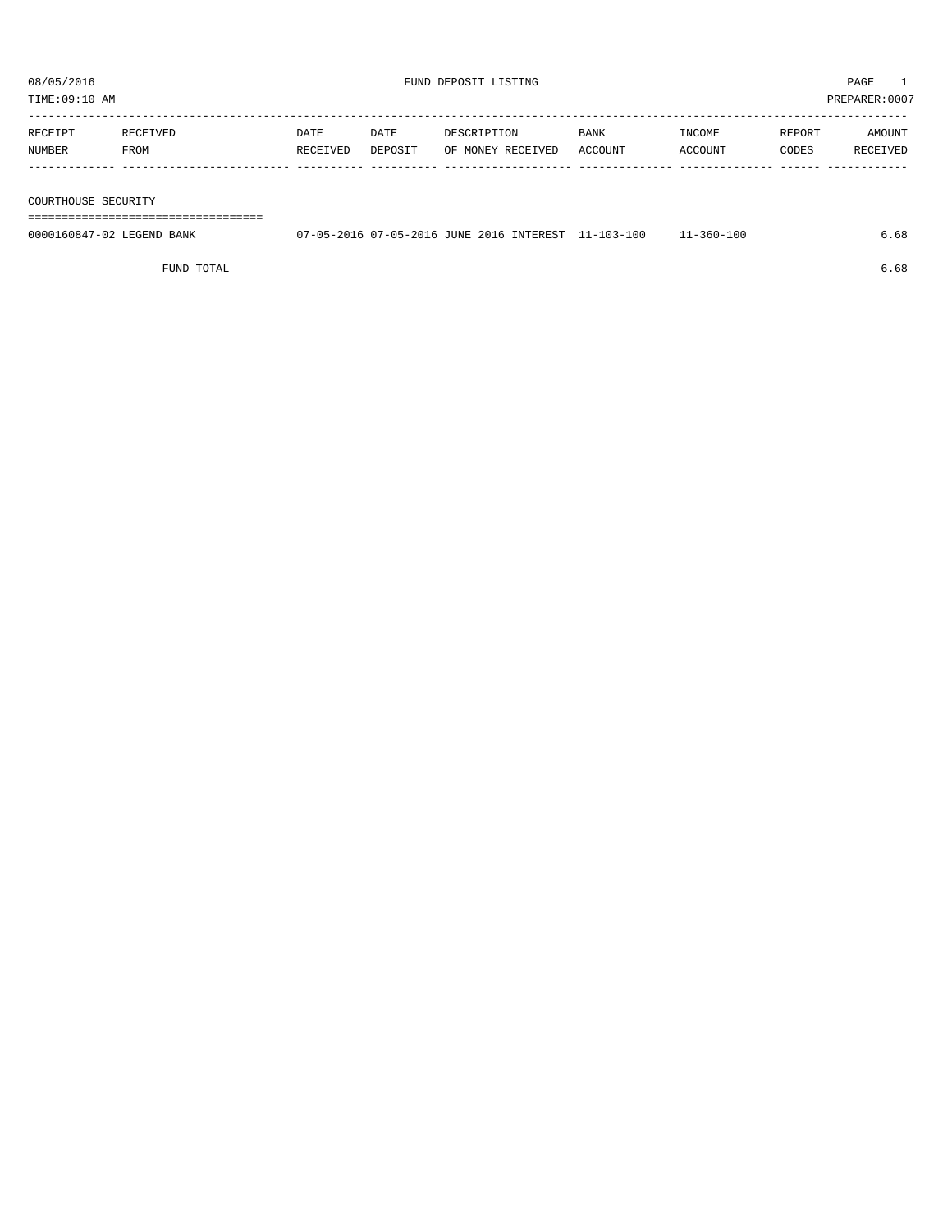08/05/2016 FUND DEPOSIT LISTING PAGE 1

TIME:09:10 AM PREPARER:0007

| RECEIPT NUMBER | RECEIVED FROM | DATE RECEIVED | DATE DEPOSIT | DESCRIPTION OF MONEY RECEIVED | BANK ACCOUNT | INCOME ACCOUNT | REPORT CODES | AMOUNT RECEIVED |
|---|---|---|---|---|---|---|---|---|
| **COURTHOUSE SECURITY** | | | | | | | | |
| 0000160847-02 | LEGEND BANK | 07-05-2016 | 07-05-2016 | JUNE 2016 INTEREST | 11-103-100 | 11-360-100 | | 6.68 |
| | FUND TOTAL | | | | | | | 6.68 |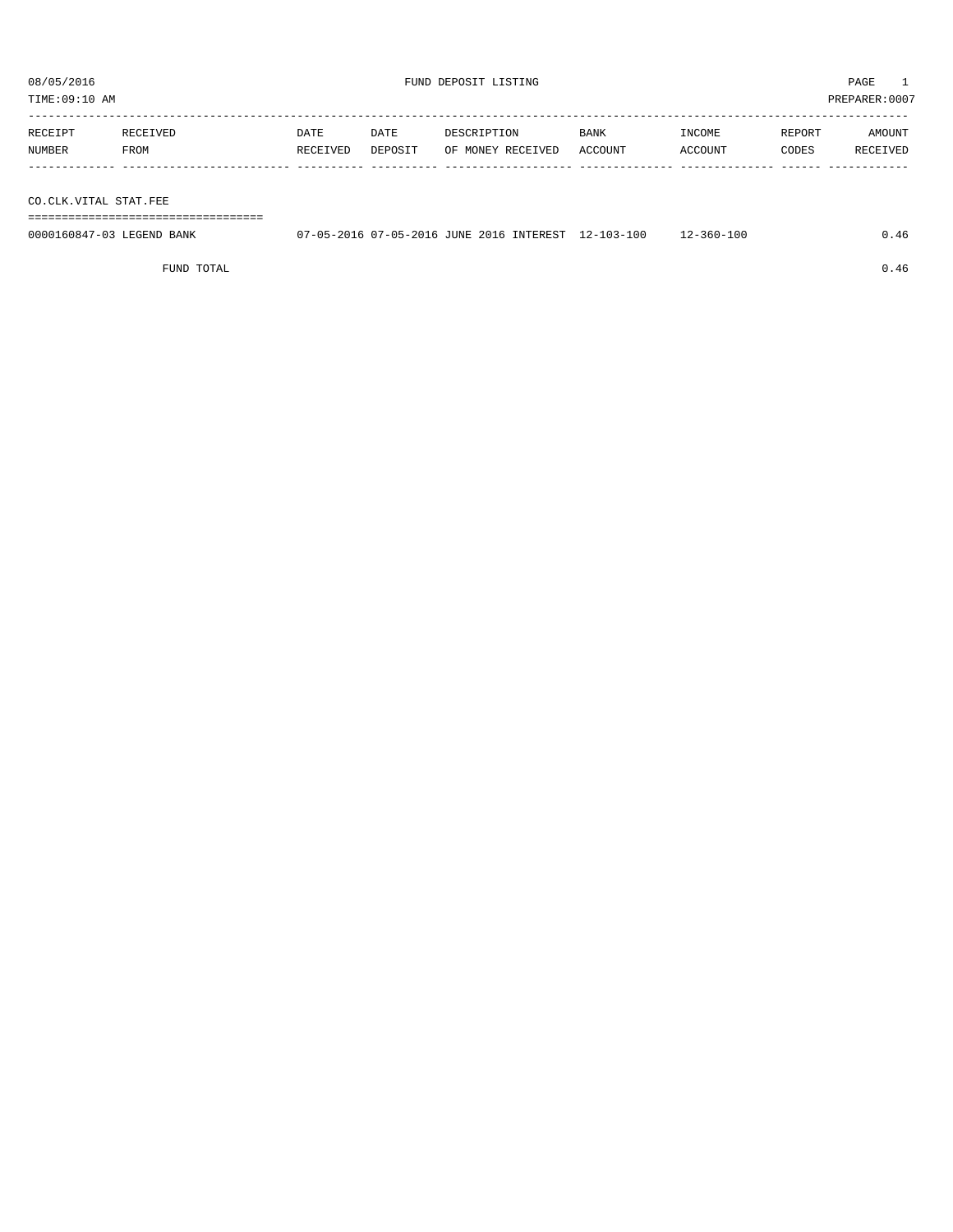08/05/2016 FUND DEPOSIT LISTING

TIME:09:10 AM PREPARER:0007

| RECEIPT NUMBER | RECEIVED FROM | DATE RECEIVED | DATE DEPOSIT | DESCRIPTION OF MONEY RECEIVED | BANK ACCOUNT | INCOME ACCOUNT | REPORT CODES | AMOUNT RECEIVED |
|---|---|---|---|---|---|---|---|---|
| **CO.CLK.VITAL STAT.FEE** | | | | | | | | |
| 0000160847-03 | LEGEND BANK | 07-05-2016 | 07-05-2016 | JUNE 2016 INTEREST | 12-103-100 | 12-360-100 | | 0.46 |
| | FUND TOTAL | | | | | | | 0.46 |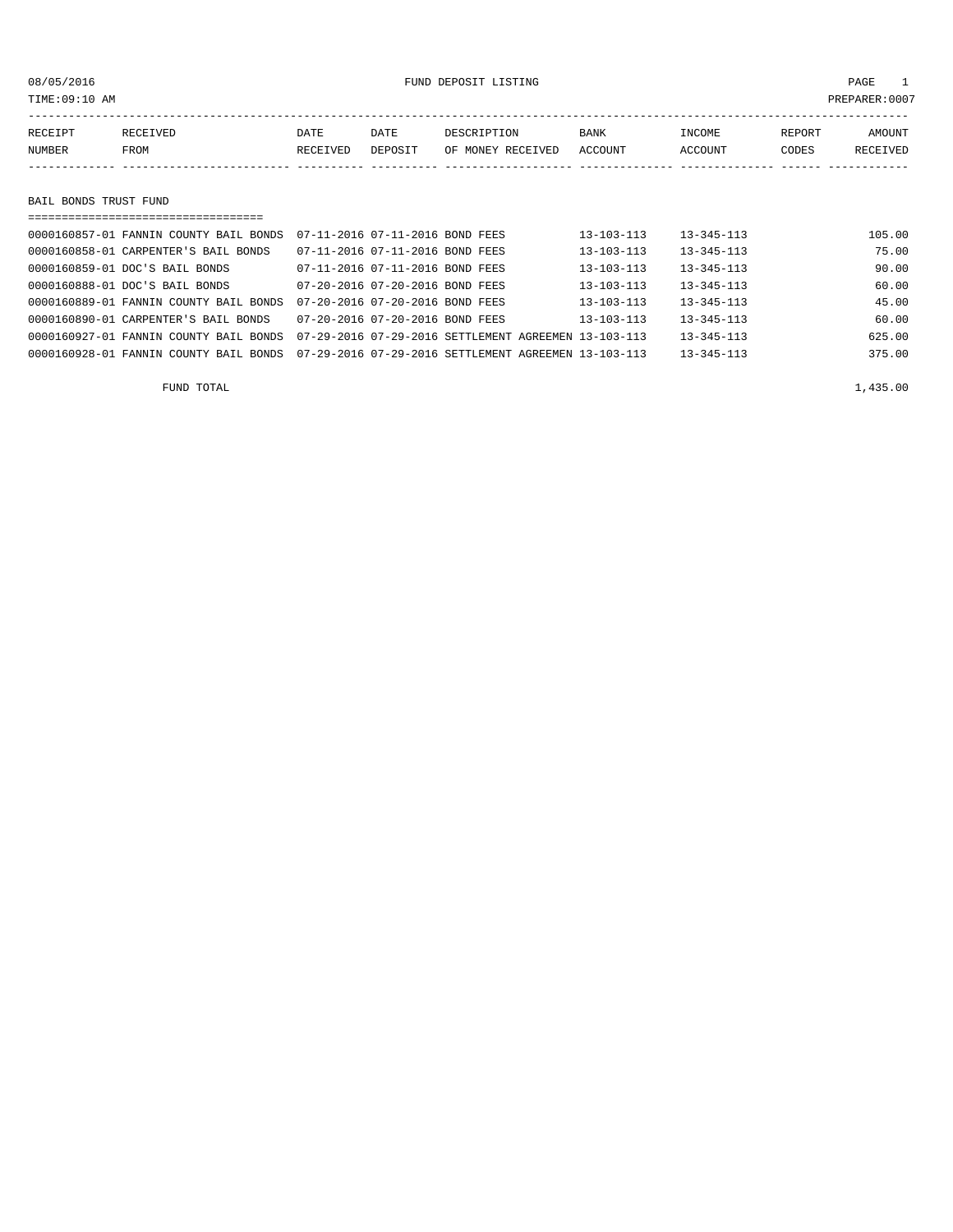08/05/2016 FUND DEPOSIT LISTING PAGE 1

TIME:09:10 AM PREPARER:0007

| RECEIPT NUMBER | RECEIVED FROM | DATE RECEIVED | DATE DEPOSIT | DESCRIPTION OF MONEY RECEIVED | BANK ACCOUNT | INCOME ACCOUNT | REPORT CODES | AMOUNT RECEIVED |
|---|---|---|---|---|---|---|---|---|

## BAIL BONDS TRUST FUND

| RECEIPT NUMBER | RECEIVED FROM | DATE RECEIVED | DATE DEPOSIT | DESCRIPTION OF MONEY RECEIVED | BANK ACCOUNT | INCOME ACCOUNT | REPORT CODES | AMOUNT RECEIVED |
|---|---|---|---|---|---|---|---|---|
| 0000160857-01 | FANNIN COUNTY BAIL BONDS | 07-11-2016 | 07-11-2016 | BOND FEES | 13-103-113 | 13-345-113 | | 105.00 |
| 0000160858-01 | CARPENTER'S BAIL BONDS | 07-11-2016 | 07-11-2016 | BOND FEES | 13-103-113 | 13-345-113 | | 75.00 |
| 0000160859-01 | DOC'S BAIL BONDS | 07-11-2016 | 07-11-2016 | BOND FEES | 13-103-113 | 13-345-113 | | 90.00 |
| 0000160888-01 | DOC'S BAIL BONDS | 07-20-2016 | 07-20-2016 | BOND FEES | 13-103-113 | 13-345-113 | | 60.00 |
| 0000160889-01 | FANNIN COUNTY BAIL BONDS | 07-20-2016 | 07-20-2016 | BOND FEES | 13-103-113 | 13-345-113 | | 45.00 |
| 0000160890-01 | CARPENTER'S BAIL BONDS | 07-20-2016 | 07-20-2016 | BOND FEES | 13-103-113 | 13-345-113 | | 60.00 |
| 0000160927-01 | FANNIN COUNTY BAIL BONDS | 07-29-2016 | 07-29-2016 | SETTLEMENT AGREEMEN | 13-103-113 | 13-345-113 | | 625.00 |
| 0000160928-01 | FANNIN COUNTY BAIL BONDS | 07-29-2016 | 07-29-2016 | SETTLEMENT AGREEMEN | 13-103-113 | 13-345-113 | | 375.00 |
| | FUND TOTAL | | | | | | | 1,435.00 |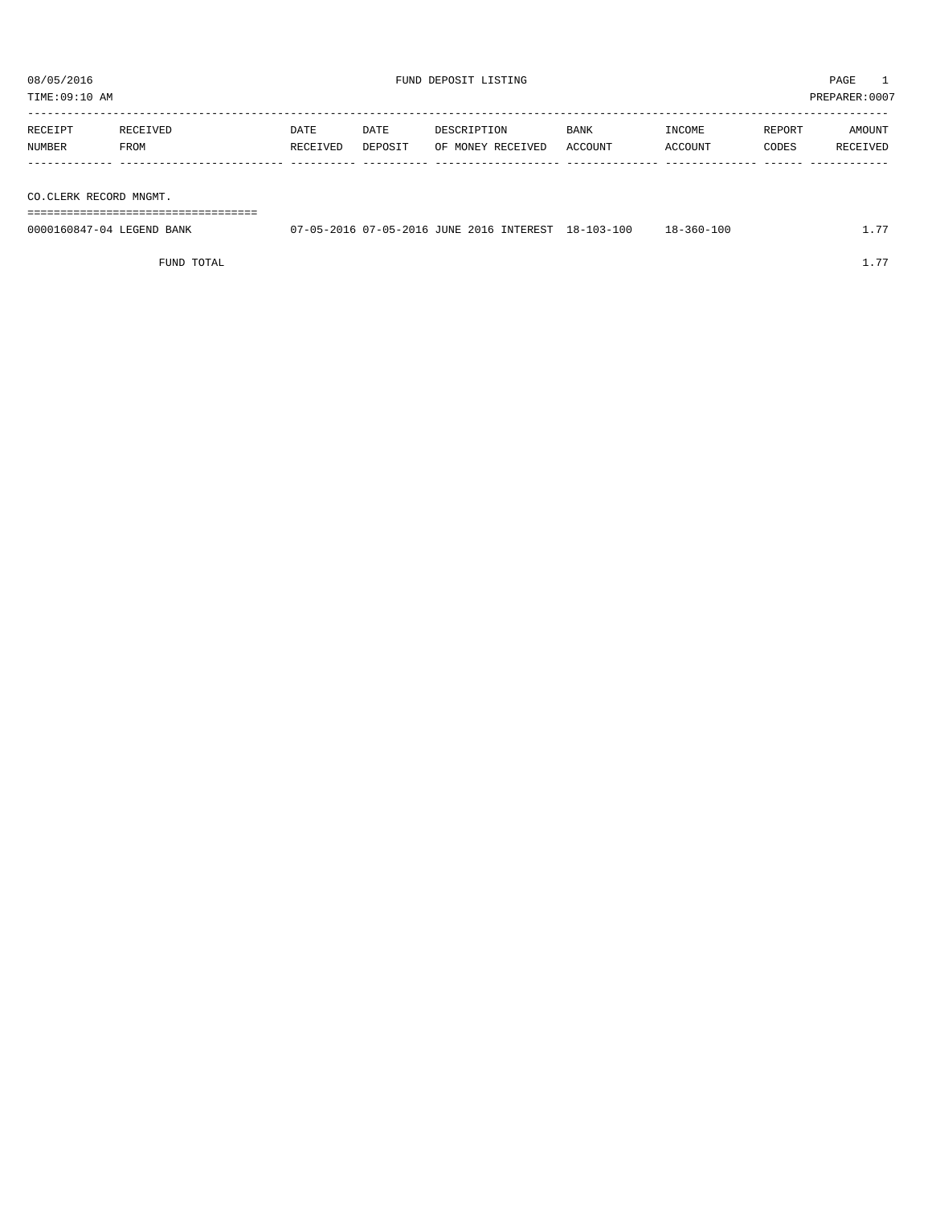08/05/2016 FUND DEPOSIT LISTING PAGE 1
TIME:09:10 AM PREPARER:0007

| RECEIPT NUMBER | RECEIVED FROM | DATE RECEIVED | DATE DEPOSIT | DESCRIPTION OF MONEY RECEIVED | BANK ACCOUNT | INCOME ACCOUNT | REPORT CODES | AMOUNT RECEIVED |
|---|---|---|---|---|---|---|---|---|
| **CO.CLERK RECORD MNGMT.** | | | | | | | | |
| 0000160847-04 | LEGEND BANK | 07-05-2016 | 07-05-2016 | JUNE 2016 INTEREST | 18-103-100 | 18-360-100 | | 1.77 |
| | FUND TOTAL | | | | | | | 1.77 |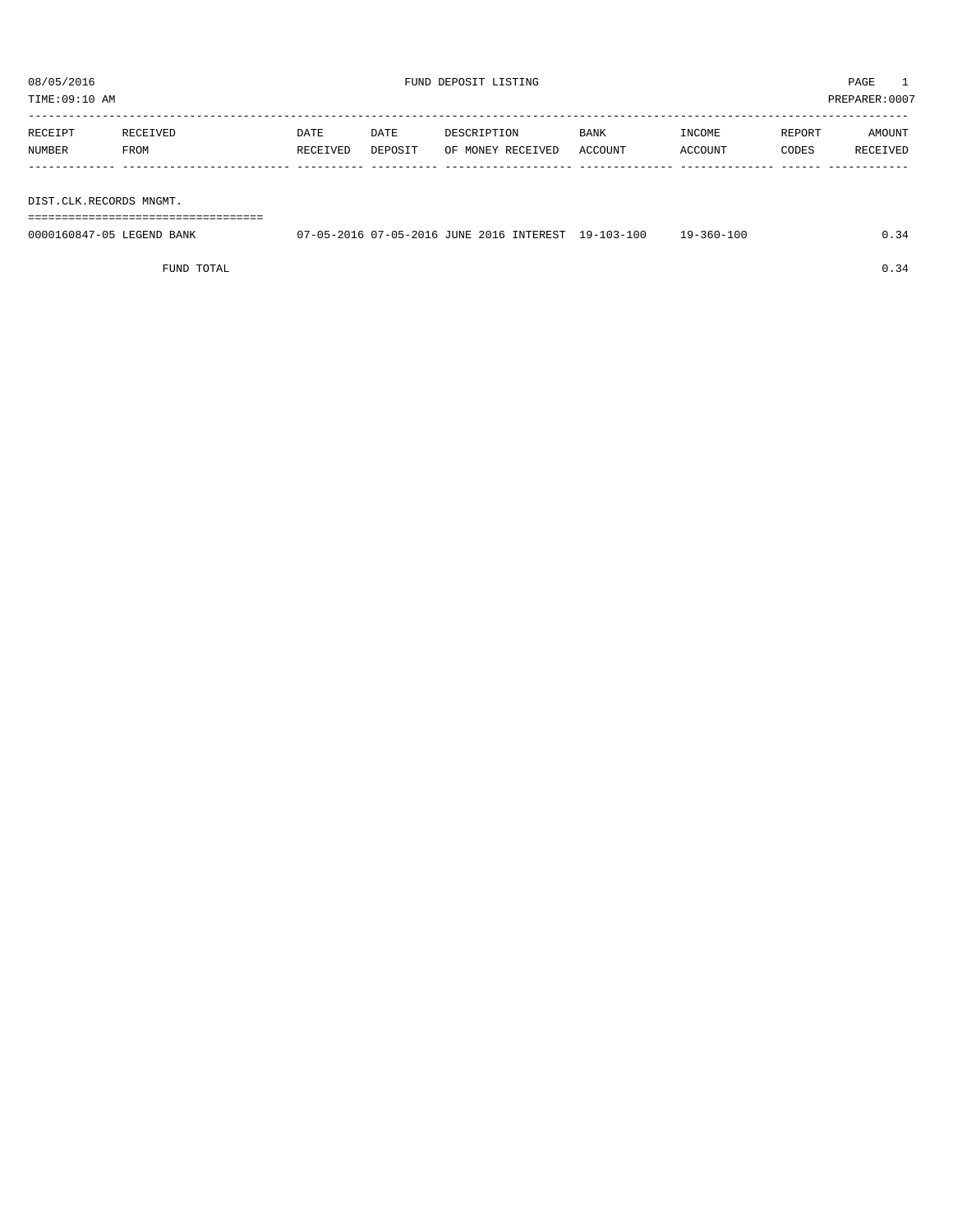08/05/2016 FUND DEPOSIT LISTING PAGE 1

TIME:09:10 AM PREPARER:0007

| RECEIPT NUMBER | RECEIVED FROM | DATE RECEIVED | DATE DEPOSIT | DESCRIPTION OF MONEY RECEIVED | BANK ACCOUNT | INCOME ACCOUNT | REPORT CODES | AMOUNT RECEIVED |
|---|---|---|---|---|---|---|---|---|
| **DIST.CLK.RECORDS MNGMT.** | | | | | | | | |
| 0000160847-05 | LEGEND BANK | 07-05-2016 | 07-05-2016 | JUNE 2016 INTEREST | 19-103-100 | 19-360-100 | | 0.34 |
| | FUND TOTAL | | | | | | | 0.34 |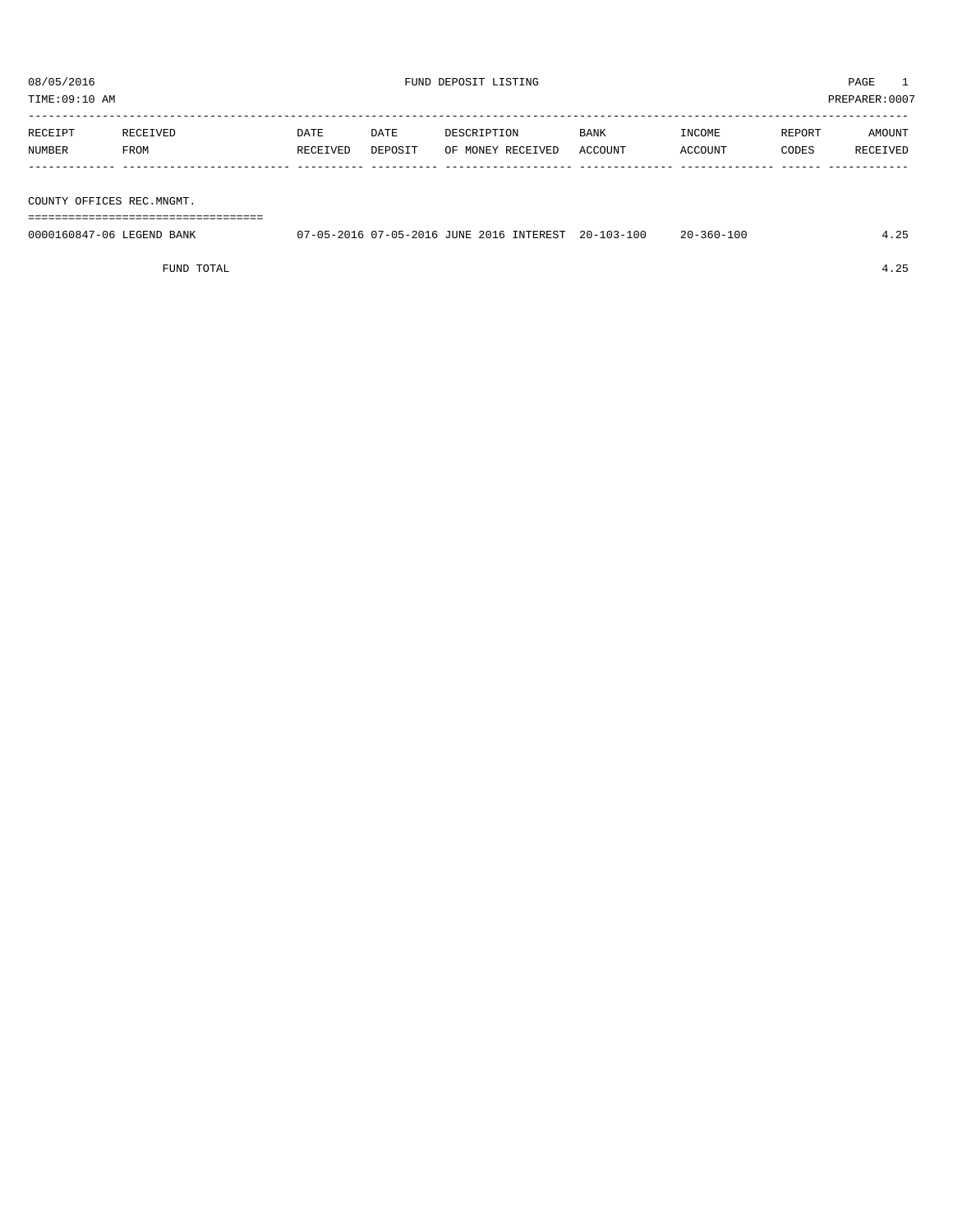08/05/2016 FUND DEPOSIT LISTING PAGE 1

TIME:09:10 AM PREPARER:0007

| RECEIPT NUMBER | RECEIVED FROM | DATE RECEIVED | DATE DEPOSIT | DESCRIPTION OF MONEY RECEIVED | BANK ACCOUNT | INCOME ACCOUNT | REPORT CODES | AMOUNT RECEIVED |
|---|---|---|---|---|---|---|---|---|
| **COUNTY OFFICES REC.MNGMT.** | | | | | | | | |
| 0000160847-06 | LEGEND BANK | 07-05-2016 | 07-05-2016 | JUNE 2016 INTEREST | 20-103-100 | 20-360-100 | | 4.25 |
| | FUND TOTAL | | | | | | | 4.25 |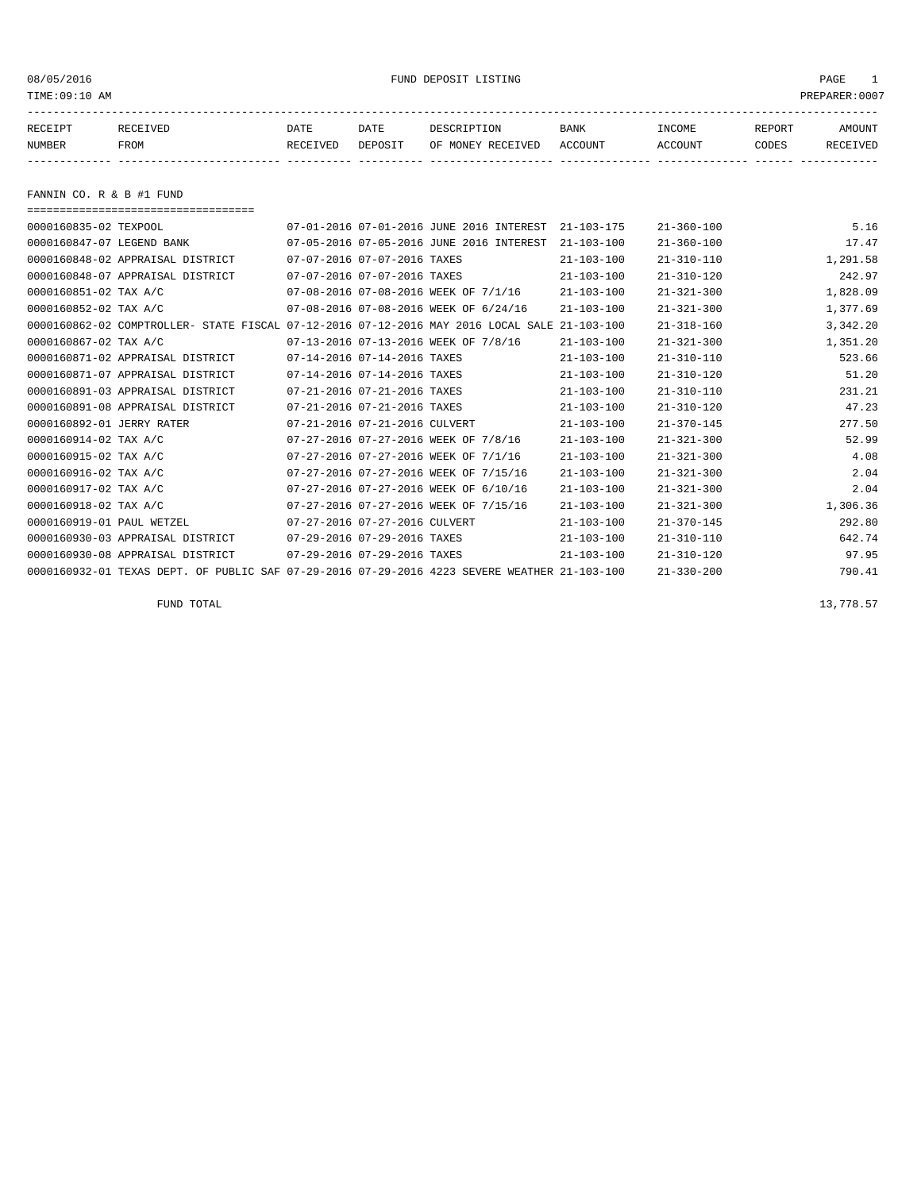08/05/2016 FUND DEPOSIT LISTING PAGE 1

TIME:09:10 AM PREPARER:0007

## FANNIN CO. R & B #1 FUND

| RECEIPT NUMBER | RECEIVED FROM | DATE RECEIVED | DATE DEPOSIT | DESCRIPTION OF MONEY RECEIVED | BANK ACCOUNT | INCOME ACCOUNT | REPORT CODES | AMOUNT RECEIVED |
|---|---|---|---|---|---|---|---|---|
| 0000160835-02 | TEXPOOL | 07-01-2016 | 07-01-2016 | JUNE 2016 INTEREST | 21-103-175 | 21-360-100 | | 5.16 |
| 0000160847-07 | LEGEND BANK | 07-05-2016 | 07-05-2016 | JUNE 2016 INTEREST | 21-103-100 | 21-360-100 | | 17.47 |
| 0000160848-02 | APPRAISAL DISTRICT | 07-07-2016 | 07-07-2016 | TAXES | 21-103-100 | 21-310-110 | | 1,291.58 |
| 0000160848-07 | APPRAISAL DISTRICT | 07-07-2016 | 07-07-2016 | TAXES | 21-103-100 | 21-310-120 | | 242.97 |
| 0000160851-02 | TAX A/C | 07-08-2016 | 07-08-2016 | WEEK OF 7/1/16 | 21-103-100 | 21-321-300 | | 1,828.09 |
| 0000160852-02 | TAX A/C | 07-08-2016 | 07-08-2016 | WEEK OF 6/24/16 | 21-103-100 | 21-321-300 | | 1,377.69 |
| 0000160862-02 | COMPTROLLER- STATE FISCAL | 07-12-2016 | 07-12-2016 | MAY 2016 LOCAL SALE | 21-103-100 | 21-318-160 | | 3,342.20 |
| 0000160867-02 | TAX A/C | 07-13-2016 | 07-13-2016 | WEEK OF 7/8/16 | 21-103-100 | 21-321-300 | | 1,351.20 |
| 0000160871-02 | APPRAISAL DISTRICT | 07-14-2016 | 07-14-2016 | TAXES | 21-103-100 | 21-310-110 | | 523.66 |
| 0000160871-07 | APPRAISAL DISTRICT | 07-14-2016 | 07-14-2016 | TAXES | 21-103-100 | 21-310-120 | | 51.20 |
| 0000160891-03 | APPRAISAL DISTRICT | 07-21-2016 | 07-21-2016 | TAXES | 21-103-100 | 21-310-110 | | 231.21 |
| 0000160891-08 | APPRAISAL DISTRICT | 07-21-2016 | 07-21-2016 | TAXES | 21-103-100 | 21-310-120 | | 47.23 |
| 0000160892-01 | JERRY RATER | 07-21-2016 | 07-21-2016 | CULVERT | 21-103-100 | 21-370-145 | | 277.50 |
| 0000160914-02 | TAX A/C | 07-27-2016 | 07-27-2016 | WEEK OF 7/8/16 | 21-103-100 | 21-321-300 | | 52.99 |
| 0000160915-02 | TAX A/C | 07-27-2016 | 07-27-2016 | WEEK OF 7/1/16 | 21-103-100 | 21-321-300 | | 4.08 |
| 0000160916-02 | TAX A/C | 07-27-2016 | 07-27-2016 | WEEK OF 7/15/16 | 21-103-100 | 21-321-300 | | 2.04 |
| 0000160917-02 | TAX A/C | 07-27-2016 | 07-27-2016 | WEEK OF 6/10/16 | 21-103-100 | 21-321-300 | | 2.04 |
| 0000160918-02 | TAX A/C | 07-27-2016 | 07-27-2016 | WEEK OF 7/15/16 | 21-103-100 | 21-321-300 | | 1,306.36 |
| 0000160919-01 | PAUL WETZEL | 07-27-2016 | 07-27-2016 | CULVERT | 21-103-100 | 21-370-145 | | 292.80 |
| 0000160930-03 | APPRAISAL DISTRICT | 07-29-2016 | 07-29-2016 | TAXES | 21-103-100 | 21-310-110 | | 642.74 |
| 0000160930-08 | APPRAISAL DISTRICT | 07-29-2016 | 07-29-2016 | TAXES | 21-103-100 | 21-310-120 | | 97.95 |
| 0000160932-01 | TEXAS DEPT. OF PUBLIC SAF | 07-29-2016 | 07-29-2016 | 4223 SEVERE WEATHER | 21-103-100 | 21-330-200 | | 790.41 |
| | FUND TOTAL | | | | | | | 13,778.57 |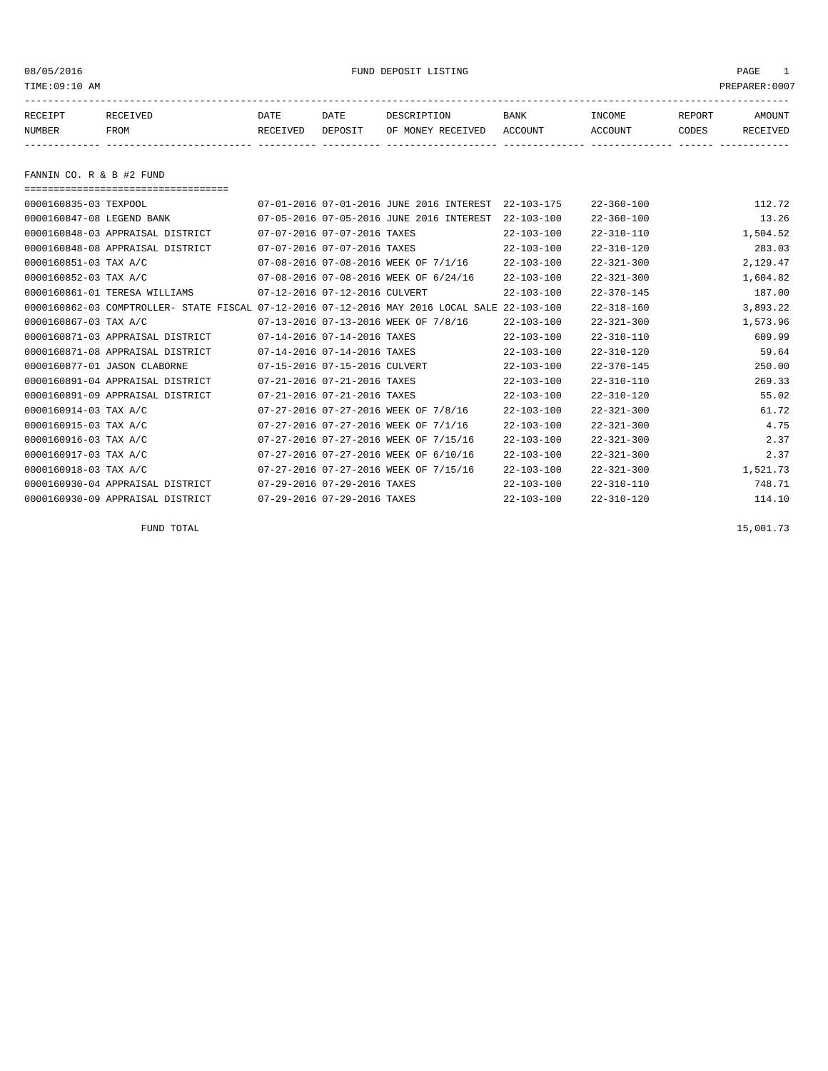08/05/2016 FUND DEPOSIT LISTING

TIME:09:10 AM PREPARER:0007

| RECEIPT NUMBER | RECEIVED FROM | DATE RECEIVED | DATE DEPOSIT | DESCRIPTION OF MONEY RECEIVED | BANK ACCOUNT | INCOME ACCOUNT | REPORT CODES | AMOUNT RECEIVED |
|---|---|---|---|---|---|---|---|---|

## FANNIN CO. R & B #2 FUND

| RECEIPT NUMBER | RECEIVED FROM | DATE RECEIVED | DATE DEPOSIT | DESCRIPTION OF MONEY RECEIVED | BANK ACCOUNT | INCOME ACCOUNT | REPORT CODES | AMOUNT RECEIVED |
|---|---|---|---|---|---|---|---|---|
| 0000160835-03 | TEXPOOL | 07-01-2016 | 07-01-2016 | JUNE 2016 INTEREST | 22-103-175 | 22-360-100 | | 112.72 |
| 0000160847-08 | LEGEND BANK | 07-05-2016 | 07-05-2016 | JUNE 2016 INTEREST | 22-103-100 | 22-360-100 | | 13.26 |
| 0000160848-03 | APPRAISAL DISTRICT | 07-07-2016 | 07-07-2016 | TAXES | 22-103-100 | 22-310-110 | | 1,504.52 |
| 0000160848-08 | APPRAISAL DISTRICT | 07-07-2016 | 07-07-2016 | TAXES | 22-103-100 | 22-310-120 | | 283.03 |
| 0000160851-03 | TAX A/C | 07-08-2016 | 07-08-2016 | WEEK OF 7/1/16 | 22-103-100 | 22-321-300 | | 2,129.47 |
| 0000160852-03 | TAX A/C | 07-08-2016 | 07-08-2016 | WEEK OF 6/24/16 | 22-103-100 | 22-321-300 | | 1,604.82 |
| 0000160861-01 | TERESA WILLIAMS | 07-12-2016 | 07-12-2016 | CULVERT | 22-103-100 | 22-370-145 | | 187.00 |
| 0000160862-03 | COMPTROLLER- STATE FISCAL | 07-12-2016 | 07-12-2016 | MAY 2016 LOCAL SALE | 22-103-100 | 22-318-160 | | 3,893.22 |
| 0000160867-03 | TAX A/C | 07-13-2016 | 07-13-2016 | WEEK OF 7/8/16 | 22-103-100 | 22-321-300 | | 1,573.96 |
| 0000160871-03 | APPRAISAL DISTRICT | 07-14-2016 | 07-14-2016 | TAXES | 22-103-100 | 22-310-110 | | 609.99 |
| 0000160871-08 | APPRAISAL DISTRICT | 07-14-2016 | 07-14-2016 | TAXES | 22-103-100 | 22-310-120 | | 59.64 |
| 0000160877-01 | JASON CLABORNE | 07-15-2016 | 07-15-2016 | CULVERT | 22-103-100 | 22-370-145 | | 250.00 |
| 0000160891-04 | APPRAISAL DISTRICT | 07-21-2016 | 07-21-2016 | TAXES | 22-103-100 | 22-310-110 | | 269.33 |
| 0000160891-09 | APPRAISAL DISTRICT | 07-21-2016 | 07-21-2016 | TAXES | 22-103-100 | 22-310-120 | | 55.02 |
| 0000160914-03 | TAX A/C | 07-27-2016 | 07-27-2016 | WEEK OF 7/8/16 | 22-103-100 | 22-321-300 | | 61.72 |
| 0000160915-03 | TAX A/C | 07-27-2016 | 07-27-2016 | WEEK OF 7/1/16 | 22-103-100 | 22-321-300 | | 4.75 |
| 0000160916-03 | TAX A/C | 07-27-2016 | 07-27-2016 | WEEK OF 7/15/16 | 22-103-100 | 22-321-300 | | 2.37 |
| 0000160917-03 | TAX A/C | 07-27-2016 | 07-27-2016 | WEEK OF 6/10/16 | 22-103-100 | 22-321-300 | | 2.37 |
| 0000160918-03 | TAX A/C | 07-27-2016 | 07-27-2016 | WEEK OF 7/15/16 | 22-103-100 | 22-321-300 | | 1,521.73 |
| 0000160930-04 | APPRAISAL DISTRICT | 07-29-2016 | 07-29-2016 | TAXES | 22-103-100 | 22-310-110 | | 748.71 |
| 0000160930-09 | APPRAISAL DISTRICT | 07-29-2016 | 07-29-2016 | TAXES | 22-103-100 | 22-310-120 | | 114.10 |
| | FUND TOTAL | | | | | | | 15,001.73 |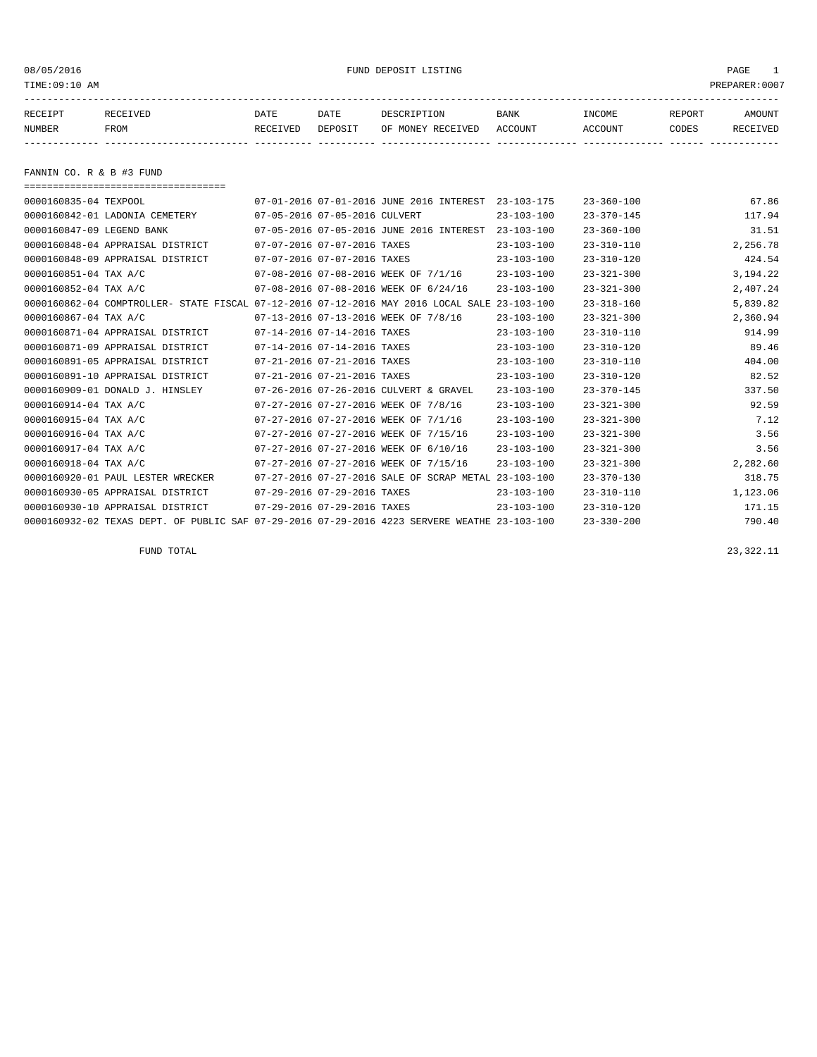FUND DEPOSIT LISTING

TIME:09:10 AM PREPARER:0007

## FANNIN CO. R & B #3 FUND

| RECEIPT NUMBER | RECEIVED FROM | DATE RECEIVED | DATE DEPOSIT | DESCRIPTION OF MONEY RECEIVED | BANK ACCOUNT | INCOME ACCOUNT | REPORT CODES | AMOUNT RECEIVED |
|---|---|---|---|---|---|---|---|---|
| 0000160835-04 | TEXPOOL | 07-01-2016 | 07-01-2016 | JUNE 2016 INTEREST | 23-103-175 | 23-360-100 | | 67.86 |
| 0000160842-01 | LADONIA CEMETERY | 07-05-2016 | 07-05-2016 | CULVERT | 23-103-100 | 23-370-145 | | 117.94 |
| 0000160847-09 | LEGEND BANK | 07-05-2016 | 07-05-2016 | JUNE 2016 INTEREST | 23-103-100 | 23-360-100 | | 31.51 |
| 0000160848-04 | APPRAISAL DISTRICT | 07-07-2016 | 07-07-2016 | TAXES | 23-103-100 | 23-310-110 | | 2,256.78 |
| 0000160848-09 | APPRAISAL DISTRICT | 07-07-2016 | 07-07-2016 | TAXES | 23-103-100 | 23-310-120 | | 424.54 |
| 0000160851-04 | TAX A/C | 07-08-2016 | 07-08-2016 | WEEK OF 7/1/16 | 23-103-100 | 23-321-300 | | 3,194.22 |
| 0000160852-04 | TAX A/C | 07-08-2016 | 07-08-2016 | WEEK OF 6/24/16 | 23-103-100 | 23-321-300 | | 2,407.24 |
| 0000160862-04 | COMPTROLLER- STATE FISCAL | 07-12-2016 | 07-12-2016 | MAY 2016 LOCAL SALE | 23-103-100 | 23-318-160 | | 5,839.82 |
| 0000160867-04 | TAX A/C | 07-13-2016 | 07-13-2016 | WEEK OF 7/8/16 | 23-103-100 | 23-321-300 | | 2,360.94 |
| 0000160871-04 | APPRAISAL DISTRICT | 07-14-2016 | 07-14-2016 | TAXES | 23-103-100 | 23-310-110 | | 914.99 |
| 0000160871-09 | APPRAISAL DISTRICT | 07-14-2016 | 07-14-2016 | TAXES | 23-103-100 | 23-310-120 | | 89.46 |
| 0000160891-05 | APPRAISAL DISTRICT | 07-21-2016 | 07-21-2016 | TAXES | 23-103-100 | 23-310-110 | | 404.00 |
| 0000160891-10 | APPRAISAL DISTRICT | 07-21-2016 | 07-21-2016 | TAXES | 23-103-100 | 23-310-120 | | 82.52 |
| 0000160909-01 | DONALD J. HINSLEY | 07-26-2016 | 07-26-2016 | CULVERT & GRAVEL | 23-103-100 | 23-370-145 | | 337.50 |
| 0000160914-04 | TAX A/C | 07-27-2016 | 07-27-2016 | WEEK OF 7/8/16 | 23-103-100 | 23-321-300 | | 92.59 |
| 0000160915-04 | TAX A/C | 07-27-2016 | 07-27-2016 | WEEK OF 7/1/16 | 23-103-100 | 23-321-300 | | 7.12 |
| 0000160916-04 | TAX A/C | 07-27-2016 | 07-27-2016 | WEEK OF 7/15/16 | 23-103-100 | 23-321-300 | | 3.56 |
| 0000160917-04 | TAX A/C | 07-27-2016 | 07-27-2016 | WEEK OF 6/10/16 | 23-103-100 | 23-321-300 | | 3.56 |
| 0000160918-04 | TAX A/C | 07-27-2016 | 07-27-2016 | WEEK OF 7/15/16 | 23-103-100 | 23-321-300 | | 2,282.60 |
| 0000160920-01 | PAUL LESTER WRECKER | 07-27-2016 | 07-27-2016 | SALE OF SCRAP METAL | 23-103-100 | 23-370-130 | | 318.75 |
| 0000160930-05 | APPRAISAL DISTRICT | 07-29-2016 | 07-29-2016 | TAXES | 23-103-100 | 23-310-110 | | 1,123.06 |
| 0000160930-10 | APPRAISAL DISTRICT | 07-29-2016 | 07-29-2016 | TAXES | 23-103-100 | 23-310-120 | | 171.15 |
| 0000160932-02 | TEXAS DEPT. OF PUBLIC SAF | 07-29-2016 | 07-29-2016 | 4223 SERVERE WEATHE | 23-103-100 | 23-330-200 | | 790.40 |
| | FUND TOTAL | | | | | | | 23,322.11 |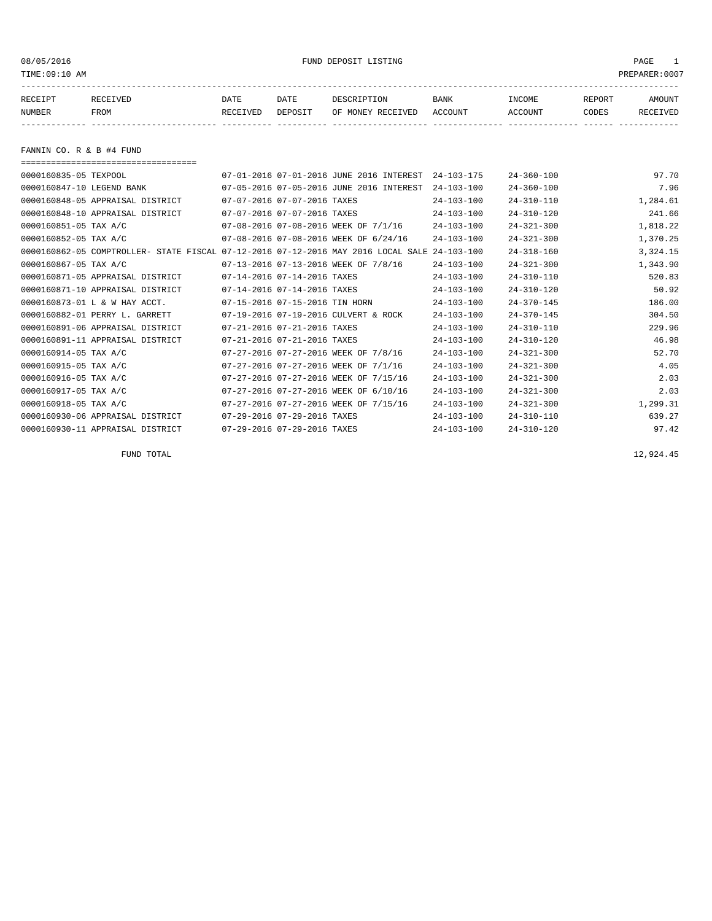08/05/2016 FUND DEPOSIT LISTING

TIME:09:10 AM PREPARER:0007

## FANNIN CO. R & B #4 FUND

| RECEIPT NUMBER | RECEIVED FROM | DATE RECEIVED | DATE DEPOSIT | DESCRIPTION OF MONEY RECEIVED | BANK ACCOUNT | INCOME ACCOUNT | REPORT CODES | AMOUNT RECEIVED |
|---|---|---|---|---|---|---|---|---|
| 0000160835-05 | TEXPOOL | 07-01-2016 | 07-01-2016 | JUNE 2016 INTEREST | 24-103-175 | 24-360-100 | | 97.70 |
| 0000160847-10 | LEGEND BANK | 07-05-2016 | 07-05-2016 | JUNE 2016 INTEREST | 24-103-100 | 24-360-100 | | 7.96 |
| 0000160848-05 | APPRAISAL DISTRICT | 07-07-2016 | 07-07-2016 | TAXES | 24-103-100 | 24-310-110 | | 1,284.61 |
| 0000160848-10 | APPRAISAL DISTRICT | 07-07-2016 | 07-07-2016 | TAXES | 24-103-100 | 24-310-120 | | 241.66 |
| 0000160851-05 | TAX A/C | 07-08-2016 | 07-08-2016 | WEEK OF 7/1/16 | 24-103-100 | 24-321-300 | | 1,818.22 |
| 0000160852-05 | TAX A/C | 07-08-2016 | 07-08-2016 | WEEK OF 6/24/16 | 24-103-100 | 24-321-300 | | 1,370.25 |
| 0000160862-05 | COMPTROLLER- STATE FISCAL | 07-12-2016 | 07-12-2016 | MAY 2016 LOCAL SALE | 24-103-100 | 24-318-160 | | 3,324.15 |
| 0000160867-05 | TAX A/C | 07-13-2016 | 07-13-2016 | WEEK OF 7/8/16 | 24-103-100 | 24-321-300 | | 1,343.90 |
| 0000160871-05 | APPRAISAL DISTRICT | 07-14-2016 | 07-14-2016 | TAXES | 24-103-100 | 24-310-110 | | 520.83 |
| 0000160871-10 | APPRAISAL DISTRICT | 07-14-2016 | 07-14-2016 | TAXES | 24-103-100 | 24-310-120 | | 50.92 |
| 0000160873-01 | L & W HAY ACCT. | 07-15-2016 | 07-15-2016 | TIN HORN | 24-103-100 | 24-370-145 | | 186.00 |
| 0000160882-01 | PERRY L. GARRETT | 07-19-2016 | 07-19-2016 | CULVERT & ROCK | 24-103-100 | 24-370-145 | | 304.50 |
| 0000160891-06 | APPRAISAL DISTRICT | 07-21-2016 | 07-21-2016 | TAXES | 24-103-100 | 24-310-110 | | 229.96 |
| 0000160891-11 | APPRAISAL DISTRICT | 07-21-2016 | 07-21-2016 | TAXES | 24-103-100 | 24-310-120 | | 46.98 |
| 0000160914-05 | TAX A/C | 07-27-2016 | 07-27-2016 | WEEK OF 7/8/16 | 24-103-100 | 24-321-300 | | 52.70 |
| 0000160915-05 | TAX A/C | 07-27-2016 | 07-27-2016 | WEEK OF 7/1/16 | 24-103-100 | 24-321-300 | | 4.05 |
| 0000160916-05 | TAX A/C | 07-27-2016 | 07-27-2016 | WEEK OF 7/15/16 | 24-103-100 | 24-321-300 | | 2.03 |
| 0000160917-05 | TAX A/C | 07-27-2016 | 07-27-2016 | WEEK OF 6/10/16 | 24-103-100 | 24-321-300 | | 2.03 |
| 0000160918-05 | TAX A/C | 07-27-2016 | 07-27-2016 | WEEK OF 7/15/16 | 24-103-100 | 24-321-300 | | 1,299.31 |
| 0000160930-06 | APPRAISAL DISTRICT | 07-29-2016 | 07-29-2016 | TAXES | 24-103-100 | 24-310-110 | | 639.27 |
| 0000160930-11 | APPRAISAL DISTRICT | 07-29-2016 | 07-29-2016 | TAXES | 24-103-100 | 24-310-120 | | 97.42 |

FUND TOTAL 12,924.45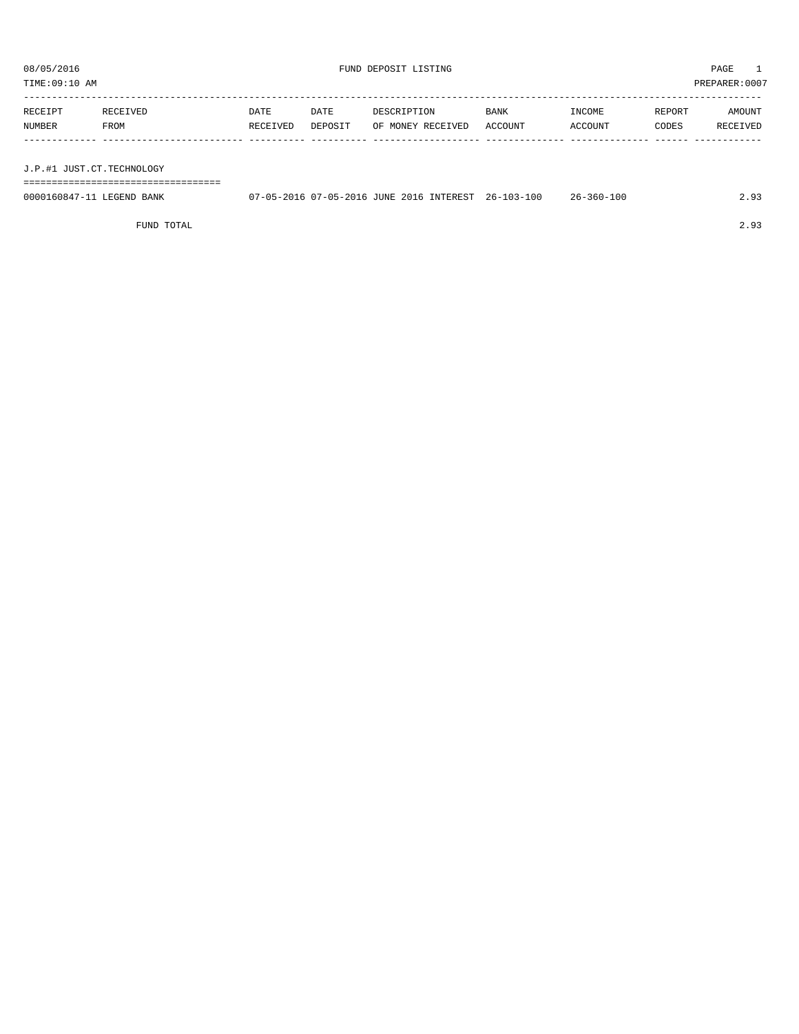08/05/2016 FUND DEPOSIT LISTING
TIME:09:10 AM PREPARER:0007

| RECEIPT NUMBER | RECEIVED FROM | DATE RECEIVED | DATE DEPOSIT | DESCRIPTION OF MONEY RECEIVED | BANK ACCOUNT | INCOME ACCOUNT | REPORT CODES | AMOUNT RECEIVED |
|---|---|---|---|---|---|---|---|---|
| J.P.#1 JUST.CT.TECHNOLOGY | | | | | | | | |
| 0000160847-11 | LEGEND BANK | 07-05-2016 | 07-05-2016 | JUNE 2016 INTEREST | 26-103-100 | 26-360-100 | | 2.93 |
| | FUND TOTAL | | | | | | | 2.93 |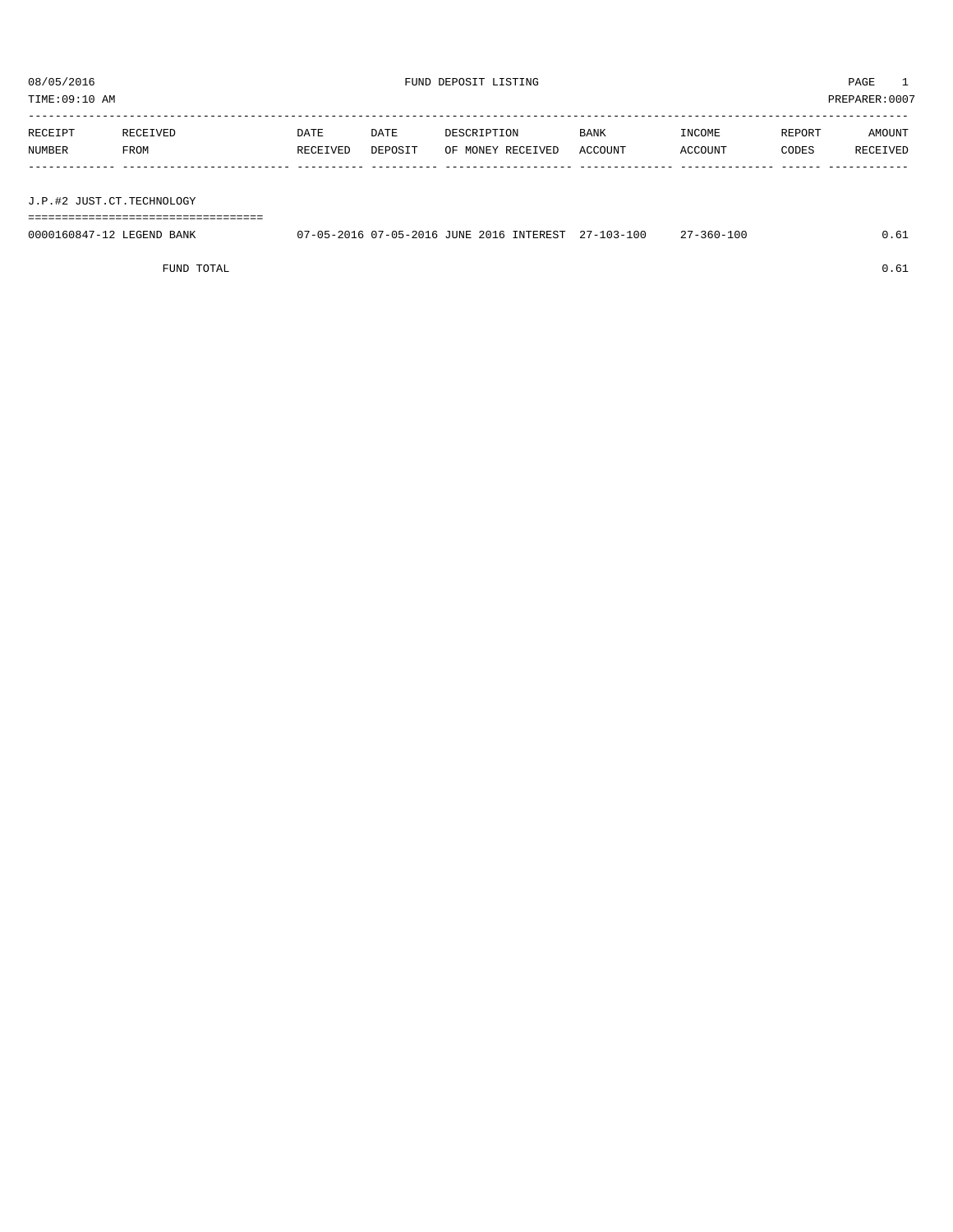08/05/2016 FUND DEPOSIT LISTING PAGE 1

TIME:09:10 AM PREPARER:0007

| RECEIPT NUMBER | RECEIVED FROM | DATE RECEIVED | DATE DEPOSIT | DESCRIPTION OF MONEY RECEIVED | BANK ACCOUNT | INCOME ACCOUNT | REPORT CODES | AMOUNT RECEIVED |
|---|---|---|---|---|---|---|---|---|
| **J.P.#2 JUST.CT.TECHNOLOGY** | | | | | | | | |
| 0000160847-12 | LEGEND BANK | 07-05-2016 | 07-05-2016 | JUNE 2016 INTEREST | 27-103-100 | 27-360-100 | | 0.61 |
| | FUND TOTAL | | | | | | | 0.61 |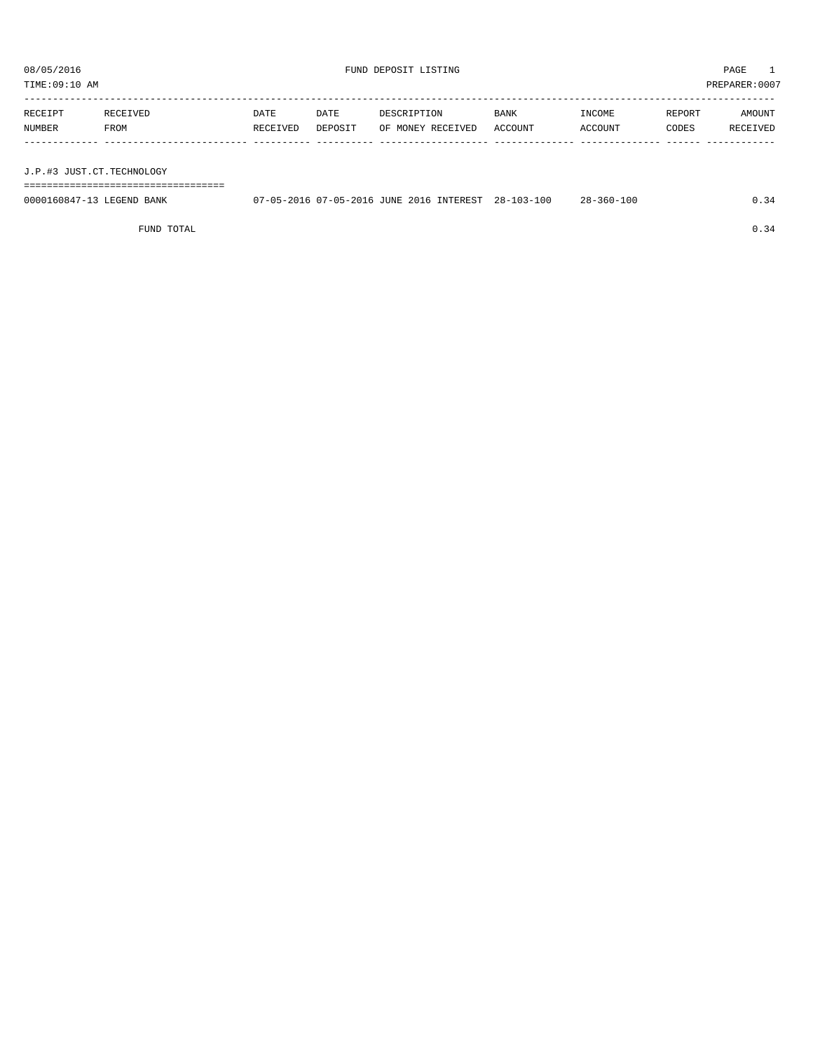08/05/2016 FUND DEPOSIT LISTING

TIME:09:10 AM PREPARER:0007

| RECEIPT NUMBER | RECEIVED FROM | DATE RECEIVED | DATE DEPOSIT | DESCRIPTION OF MONEY RECEIVED | BANK ACCOUNT | INCOME ACCOUNT | REPORT CODES | AMOUNT RECEIVED |
|---|---|---|---|---|---|---|---|---|
| **J.P.#3 JUST.CT.TECHNOLOGY** | | | | | | | | |
| 0000160847-13 | LEGEND BANK | 07-05-2016 | 07-05-2016 | JUNE 2016 INTEREST | 28-103-100 | 28-360-100 | | 0.34 |
| | FUND TOTAL | | | | | | | 0.34 |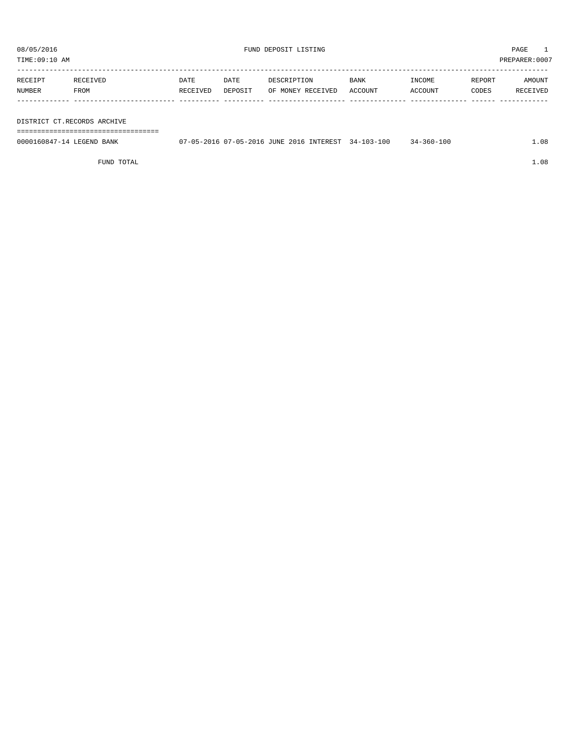08/05/2016 FUND DEPOSIT LISTING PAGE 1
TIME:09:10 AM PREPARER:0007

| RECEIPT NUMBER | RECEIVED FROM | DATE RECEIVED | DATE DEPOSIT | DESCRIPTION OF MONEY RECEIVED | BANK ACCOUNT | INCOME ACCOUNT | REPORT CODES | AMOUNT RECEIVED |
|---|---|---|---|---|---|---|---|---|
| **DISTRICT CT.RECORDS ARCHIVE** | | | | | | | | |
| 0000160847-14 | LEGEND BANK | 07-05-2016 | 07-05-2016 | JUNE 2016 INTEREST | 34-103-100 | 34-360-100 | | 1.08 |
| | FUND TOTAL | | | | | | | 1.08 |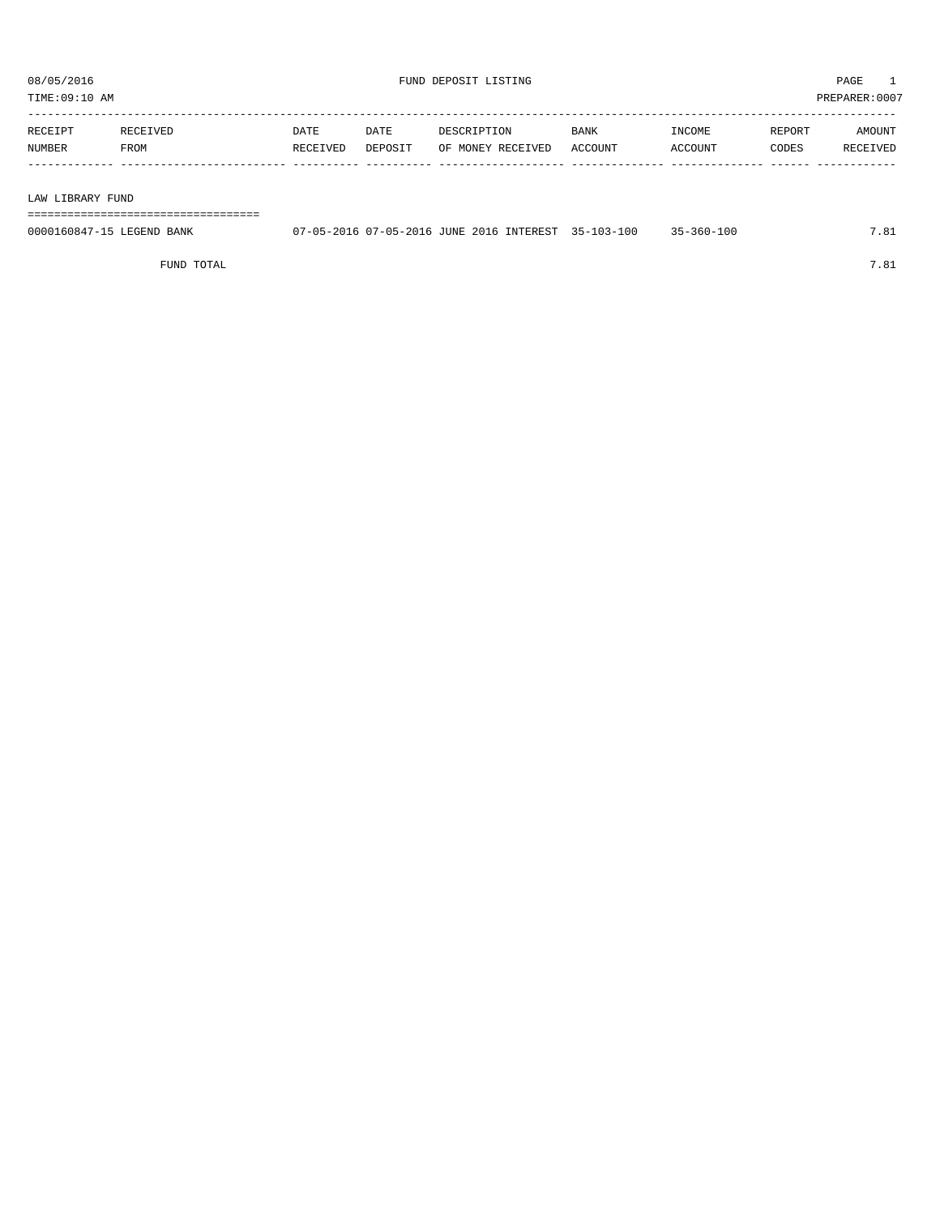08/05/2016 FUND DEPOSIT LISTING

TIME:09:10 AM PREPARER:0007

| RECEIPT NUMBER | RECEIVED FROM | DATE RECEIVED | DATE DEPOSIT | DESCRIPTION OF MONEY RECEIVED | BANK ACCOUNT | INCOME ACCOUNT | REPORT CODES | AMOUNT RECEIVED |
|---|---|---|---|---|---|---|---|---|
| **LAW LIBRARY FUND** | | | | | | | | |
| 0000160847-15 | LEGEND BANK | 07-05-2016 | 07-05-2016 | JUNE 2016 INTEREST | 35-103-100 | 35-360-100 | | 7.81 |
| | FUND TOTAL | | | | | | | 7.81 |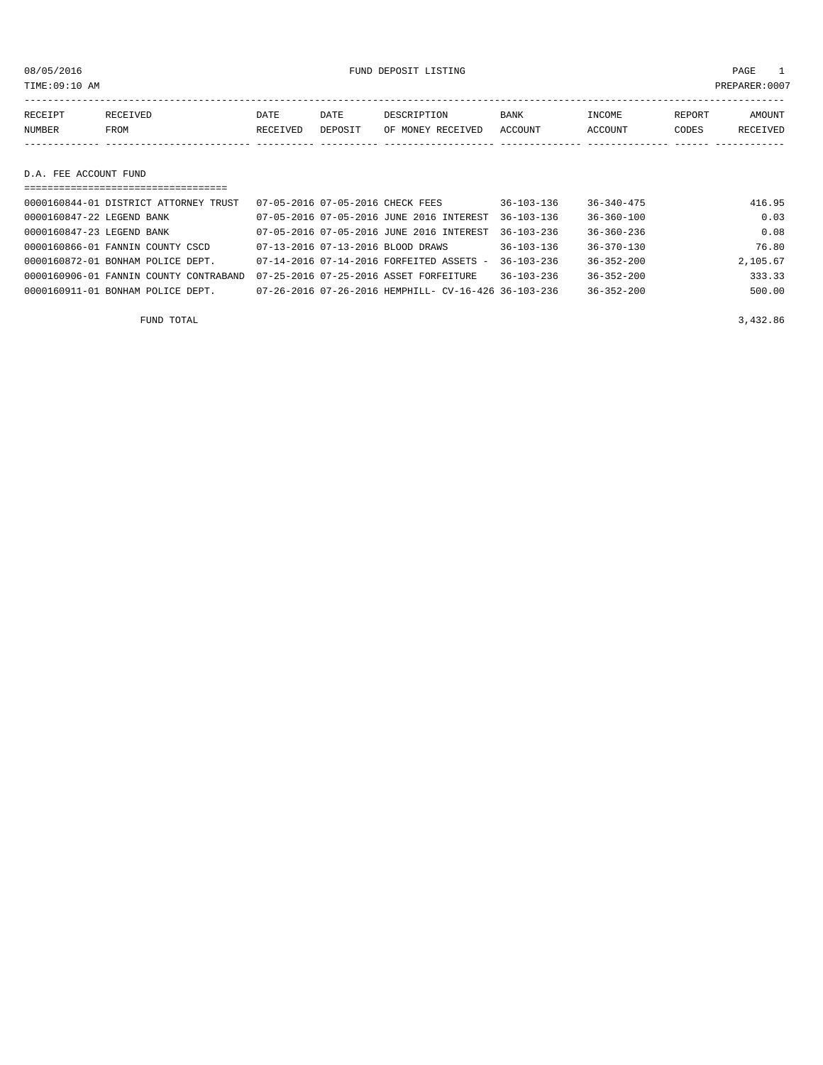FUND DEPOSIT LISTING

08/05/2016
TIME:09:10 AM
PREPARER:0007

| RECEIPT NUMBER | RECEIVED FROM | DATE RECEIVED | DATE DEPOSIT | DESCRIPTION OF MONEY RECEIVED | BANK ACCOUNT | INCOME ACCOUNT | REPORT CODES | AMOUNT RECEIVED |
|---|---|---|---|---|---|---|---|---|

## D.A. FEE ACCOUNT FUND

| RECEIPT NUMBER | RECEIVED FROM | DATE RECEIVED | DATE DEPOSIT | DESCRIPTION OF MONEY RECEIVED | BANK ACCOUNT | INCOME ACCOUNT | REPORT CODES | AMOUNT RECEIVED |
|---|---|---|---|---|---|---|---|---|
| 0000160844-01 | DISTRICT ATTORNEY TRUST | 07-05-2016 | 07-05-2016 | CHECK FEES | 36-103-136 | 36-340-475 | | 416.95 |
| 0000160847-22 | LEGEND BANK | 07-05-2016 | 07-05-2016 | JUNE 2016 INTEREST | 36-103-136 | 36-360-100 | | 0.03 |
| 0000160847-23 | LEGEND BANK | 07-05-2016 | 07-05-2016 | JUNE 2016 INTEREST | 36-103-236 | 36-360-236 | | 0.08 |
| 0000160866-01 | FANNIN COUNTY CSCD | 07-13-2016 | 07-13-2016 | BLOOD DRAWS | 36-103-136 | 36-370-130 | | 76.80 |
| 0000160872-01 | BONHAM POLICE DEPT. | 07-14-2016 | 07-14-2016 | FORFEITED ASSETS - | 36-103-236 | 36-352-200 | | 2,105.67 |
| 0000160906-01 | FANNIN COUNTY CONTRABAND | 07-25-2016 | 07-25-2016 | ASSET FORFEITURE | 36-103-236 | 36-352-200 | | 333.33 |
| 0000160911-01 | BONHAM POLICE DEPT. | 07-26-2016 | 07-26-2016 | HEMPHILL- CV-16-426 | 36-103-236 | 36-352-200 | | 500.00 |
| | FUND TOTAL | | | | | | | 3,432.86 |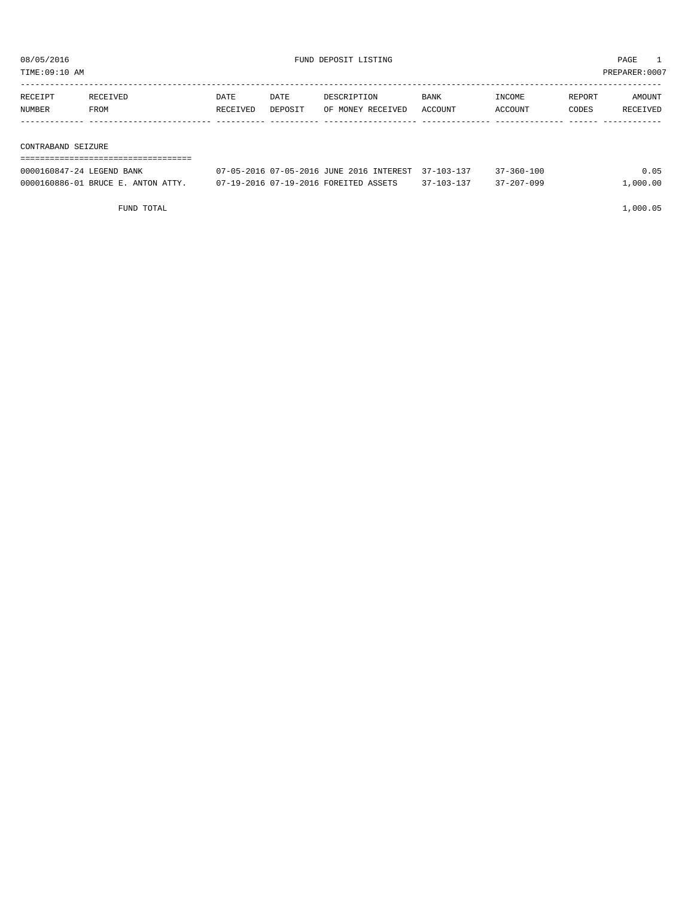# FUND DEPOSIT LISTING

08/05/2016

TIME:09:10 AM

PREPARER:0007

## CONTRABAND SEIZURE

| RECEIPT NUMBER | RECEIVED FROM | DATE RECEIVED | DATE DEPOSIT | DESCRIPTION OF MONEY RECEIVED | BANK ACCOUNT | INCOME ACCOUNT | REPORT CODES | AMOUNT RECEIVED |
|---|---|---|---|---|---|---|---|---|
| 0000160847-24 | LEGEND BANK | 07-05-2016 | 07-05-2016 | JUNE 2016 INTEREST | 37-103-137 | 37-360-100 | | 0.05 |
| 0000160886-01 | BRUCE E. ANTON ATTY. | 07-19-2016 | 07-19-2016 | FOREITED ASSETS | 37-103-137 | 37-207-099 | | 1,000.00 |
| | FUND TOTAL | | | | | | | 1,000.05 |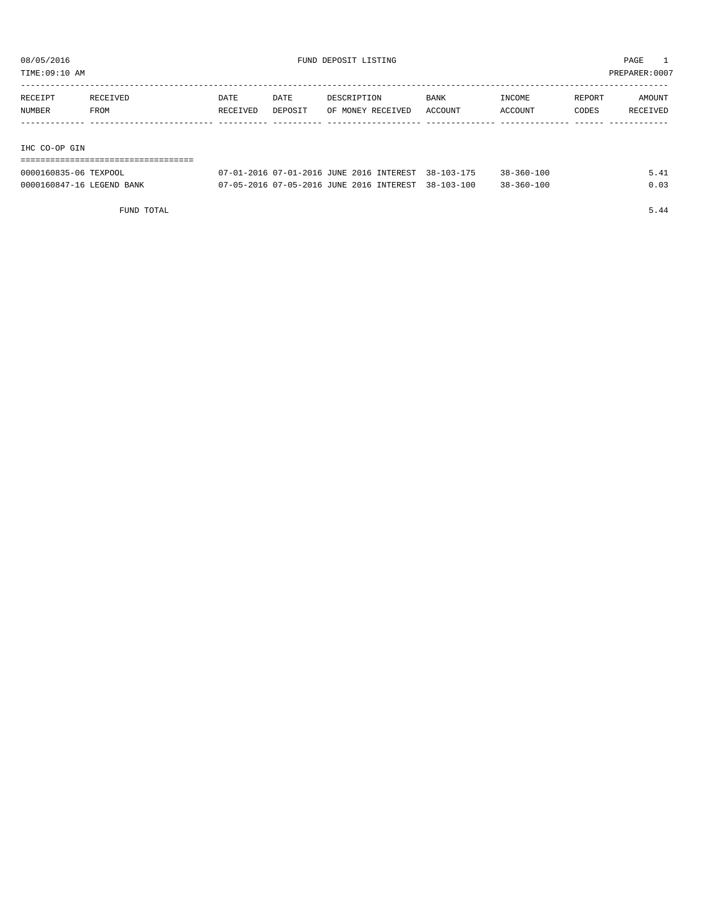08/05/2016 FUND DEPOSIT LISTING

TIME:09:10 AM PREPARER:0007

| RECEIPT NUMBER | RECEIVED FROM | DATE RECEIVED | DATE DEPOSIT | DESCRIPTION OF MONEY RECEIVED | BANK ACCOUNT | INCOME ACCOUNT | REPORT CODES | AMOUNT RECEIVED |
|---|---|---|---|---|---|---|---|---|
| **IHC CO-OP GIN** | | | | | | | | |
| 0000160835-06 | TEXPOOL | 07-01-2016 | 07-01-2016 | JUNE 2016 INTEREST | 38-103-175 | 38-360-100 | | 5.41 |
| 0000160847-16 | LEGEND BANK | 07-05-2016 | 07-05-2016 | JUNE 2016 INTEREST | 38-103-100 | 38-360-100 | | 0.03 |
| | FUND TOTAL | | | | | | | 5.44 |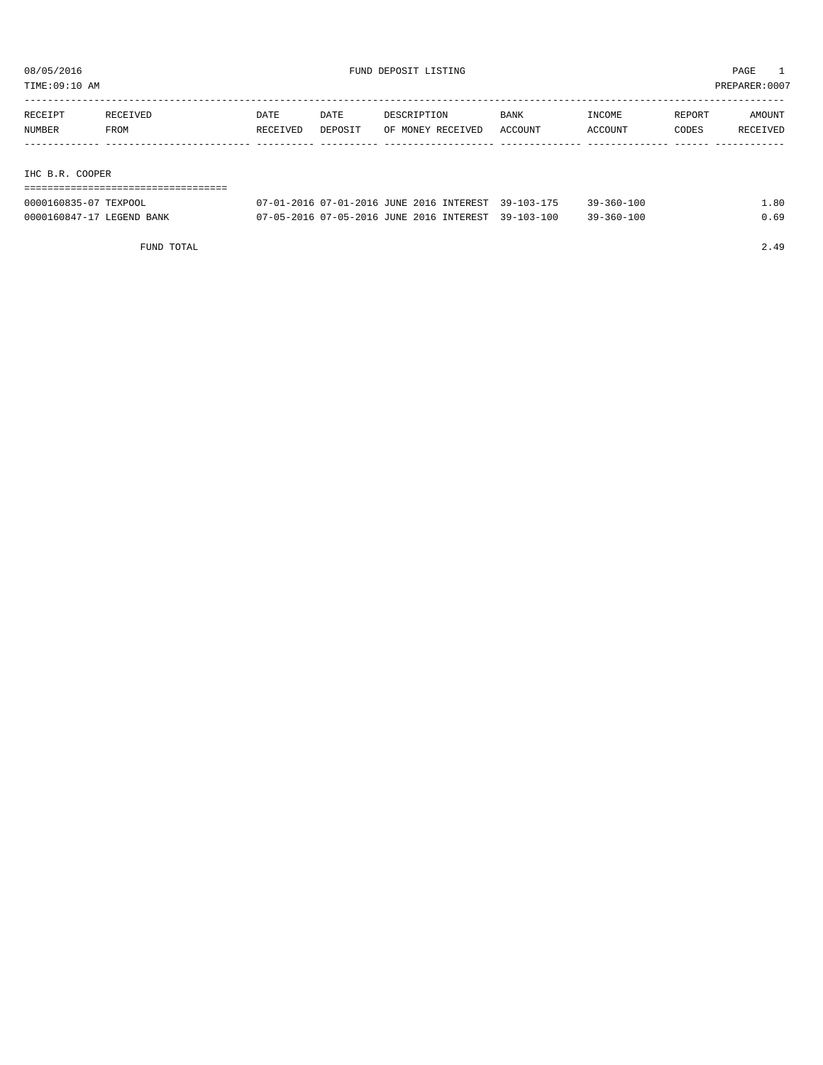08/05/2016 FUND DEPOSIT LISTING PAGE 1
TIME:09:10 AM PREPARER:0007

| RECEIPT NUMBER | RECEIVED FROM | DATE RECEIVED | DATE DEPOSIT | DESCRIPTION OF MONEY RECEIVED | BANK ACCOUNT | INCOME ACCOUNT | REPORT CODES | AMOUNT RECEIVED |
|---|---|---|---|---|---|---|---|---|
| **IHC B.R. COOPER** | | | | | | | | |
| 0000160835-07 | TEXPOOL | 07-01-2016 | 07-01-2016 | JUNE 2016 INTEREST | 39-103-175 | 39-360-100 | | 1.80 |
| 0000160847-17 | LEGEND BANK | 07-05-2016 | 07-05-2016 | JUNE 2016 INTEREST | 39-103-100 | 39-360-100 | | 0.69 |
| | FUND TOTAL | | | | | | | 2.49 |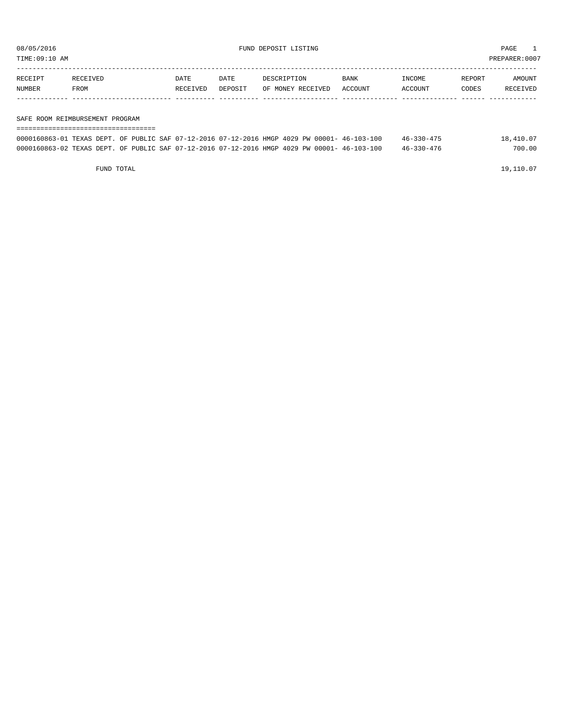08/05/2016 FUND DEPOSIT LISTING

TIME:09:10 AM PREPARER:0007

| RECEIPT NUMBER | RECEIVED FROM | DATE RECEIVED | DATE DEPOSIT | DESCRIPTION OF MONEY RECEIVED | BANK ACCOUNT | INCOME ACCOUNT | REPORT CODES | AMOUNT RECEIVED |
|---|---|---|---|---|---|---|---|---|

## SAFE ROOM REIMBURSEMENT PROGRAM

| RECEIPT NUMBER | RECEIVED FROM | DATE RECEIVED | DATE DEPOSIT | DESCRIPTION OF MONEY RECEIVED | BANK ACCOUNT | INCOME ACCOUNT | REPORT CODES | AMOUNT RECEIVED |
|---|---|---|---|---|---|---|---|---|
| 0000160863-01 | TEXAS DEPT. OF PUBLIC SAF | 07-12-2016 | 07-12-2016 | HMGP 4029 PW 00001- | 46-103-100 | 46-330-475 | | 18,410.07 |
| 0000160863-02 | TEXAS DEPT. OF PUBLIC SAF | 07-12-2016 | 07-12-2016 | HMGP 4029 PW 00001- | 46-103-100 | 46-330-476 | | 700.00 |
| | FUND TOTAL | | | | | | | 19,110.07 |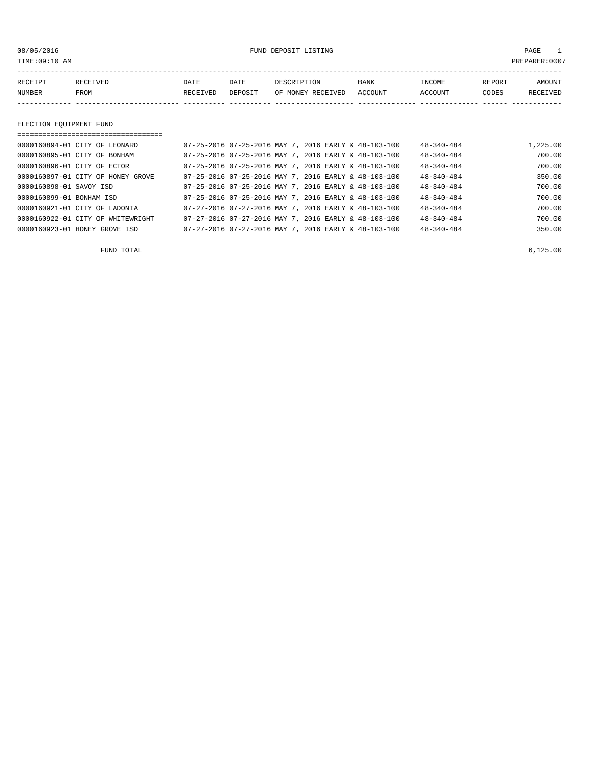08/05/2016 FUND DEPOSIT LISTING

TIME:09:10 AM PREPARER:0007

| RECEIPT NUMBER | RECEIVED FROM | DATE RECEIVED | DATE DEPOSIT | DESCRIPTION OF MONEY RECEIVED | BANK ACCOUNT | INCOME ACCOUNT | REPORT CODES | AMOUNT RECEIVED |
|---|---|---|---|---|---|---|---|---|

## ELECTION EQUIPMENT FUND

| RECEIPT NUMBER | RECEIVED FROM | DATE RECEIVED | DATE DEPOSIT | DESCRIPTION OF MONEY RECEIVED | BANK ACCOUNT | INCOME ACCOUNT | REPORT CODES | AMOUNT RECEIVED |
|---|---|---|---|---|---|---|---|---|
| 0000160894-01 | CITY OF LEONARD | 07-25-2016 | 07-25-2016 | MAY 7, 2016 EARLY & | 48-103-100 | 48-340-484 | | 1,225.00 |
| 0000160895-01 | CITY OF BONHAM | 07-25-2016 | 07-25-2016 | MAY 7, 2016 EARLY & | 48-103-100 | 48-340-484 | | 700.00 |
| 0000160896-01 | CITY OF ECTOR | 07-25-2016 | 07-25-2016 | MAY 7, 2016 EARLY & | 48-103-100 | 48-340-484 | | 700.00 |
| 0000160897-01 | CITY OF HONEY GROVE | 07-25-2016 | 07-25-2016 | MAY 7, 2016 EARLY & | 48-103-100 | 48-340-484 | | 350.00 |
| 0000160898-01 | SAVOY ISD | 07-25-2016 | 07-25-2016 | MAY 7, 2016 EARLY & | 48-103-100 | 48-340-484 | | 700.00 |
| 0000160899-01 | BONHAM ISD | 07-25-2016 | 07-25-2016 | MAY 7, 2016 EARLY & | 48-103-100 | 48-340-484 | | 700.00 |
| 0000160921-01 | CITY OF LADONIA | 07-27-2016 | 07-27-2016 | MAY 7, 2016 EARLY & | 48-103-100 | 48-340-484 | | 700.00 |
| 0000160922-01 | CITY OF WHITEWRIGHT | 07-27-2016 | 07-27-2016 | MAY 7, 2016 EARLY & | 48-103-100 | 48-340-484 | | 700.00 |
| 0000160923-01 | HONEY GROVE ISD | 07-27-2016 | 07-27-2016 | MAY 7, 2016 EARLY & | 48-103-100 | 48-340-484 | | 350.00 |
| | FUND TOTAL | | | | | | | 6,125.00 |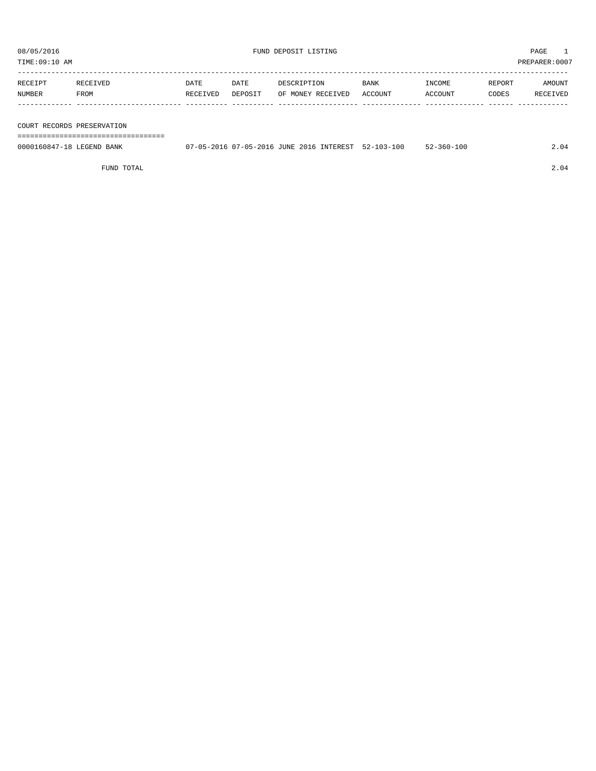08/05/2016 FUND DEPOSIT LISTING PAGE 1

TIME:09:10 AM PREPARER:0007

| RECEIPT NUMBER | RECEIVED FROM | DATE RECEIVED | DATE DEPOSIT | DESCRIPTION OF MONEY RECEIVED | BANK ACCOUNT | INCOME ACCOUNT | REPORT CODES | AMOUNT RECEIVED |
|---|---|---|---|---|---|---|---|---|
| **COURT RECORDS PRESERVATION** | | | | | | | | |
| 0000160847-18 | LEGEND BANK | 07-05-2016 | 07-05-2016 | JUNE 2016 INTEREST | 52-103-100 | 52-360-100 | | 2.04 |
| | FUND TOTAL | | | | | | | 2.04 |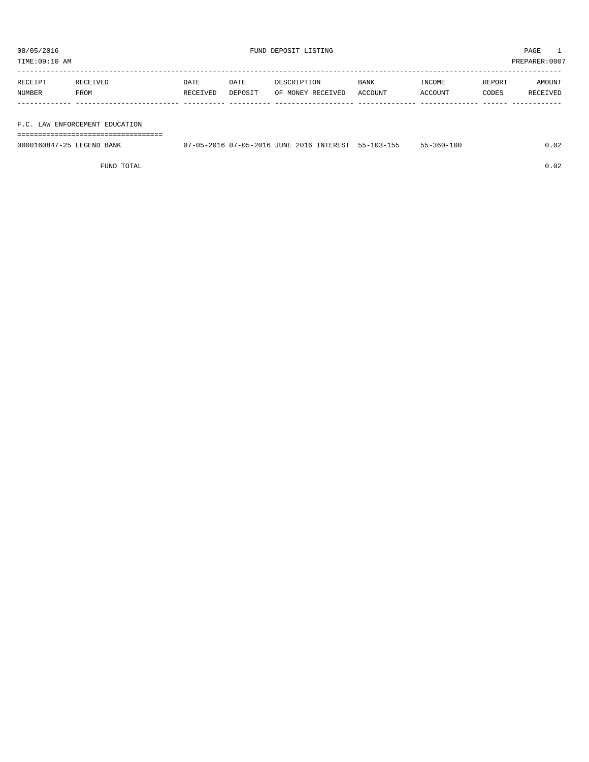08/05/2016 FUND DEPOSIT LISTING

TIME:09:10 AM PREPARER:0007

| RECEIPT NUMBER | RECEIVED FROM | DATE RECEIVED | DATE DEPOSIT | DESCRIPTION OF MONEY RECEIVED | BANK ACCOUNT | INCOME ACCOUNT | REPORT CODES | AMOUNT RECEIVED |
|---|---|---|---|---|---|---|---|---|
| **F.C. LAW ENFORCEMENT EDUCATION** | | | | | | | | |
| 0000160847-25 | LEGEND BANK | 07-05-2016 | 07-05-2016 | JUNE 2016 INTEREST | 55-103-155 | 55-360-100 | | 0.02 |
| | FUND TOTAL | | | | | | | 0.02 |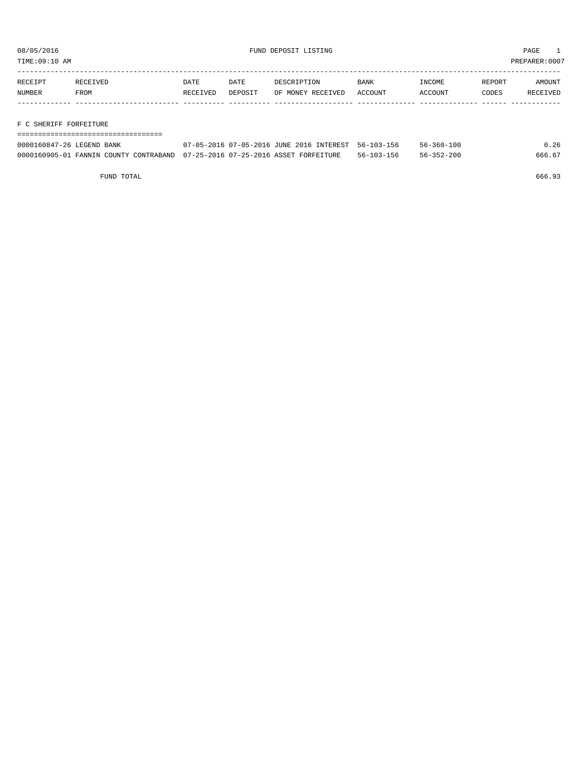08/05/2016 FUND DEPOSIT LISTING PAGE 1

TIME:09:10 AM PREPARER:0007

| RECEIPT NUMBER | RECEIVED FROM | DATE RECEIVED | DATE DEPOSIT | DESCRIPTION OF MONEY RECEIVED | BANK ACCOUNT | INCOME ACCOUNT | REPORT CODES | AMOUNT RECEIVED |
|---|---|---|---|---|---|---|---|---|
| **F C SHERIFF FORFEITURE** | | | | | | | | |
| 0000160847-26 | LEGEND BANK | 07-05-2016 | 07-05-2016 | JUNE 2016 INTEREST | 56-103-156 | 56-360-100 | | 0.26 |
| 0000160905-01 | FANNIN COUNTY CONTRABAND | 07-25-2016 | 07-25-2016 | ASSET FORFEITURE | 56-103-156 | 56-352-200 | | 666.67 |
| | FUND TOTAL | | | | | | | 666.93 |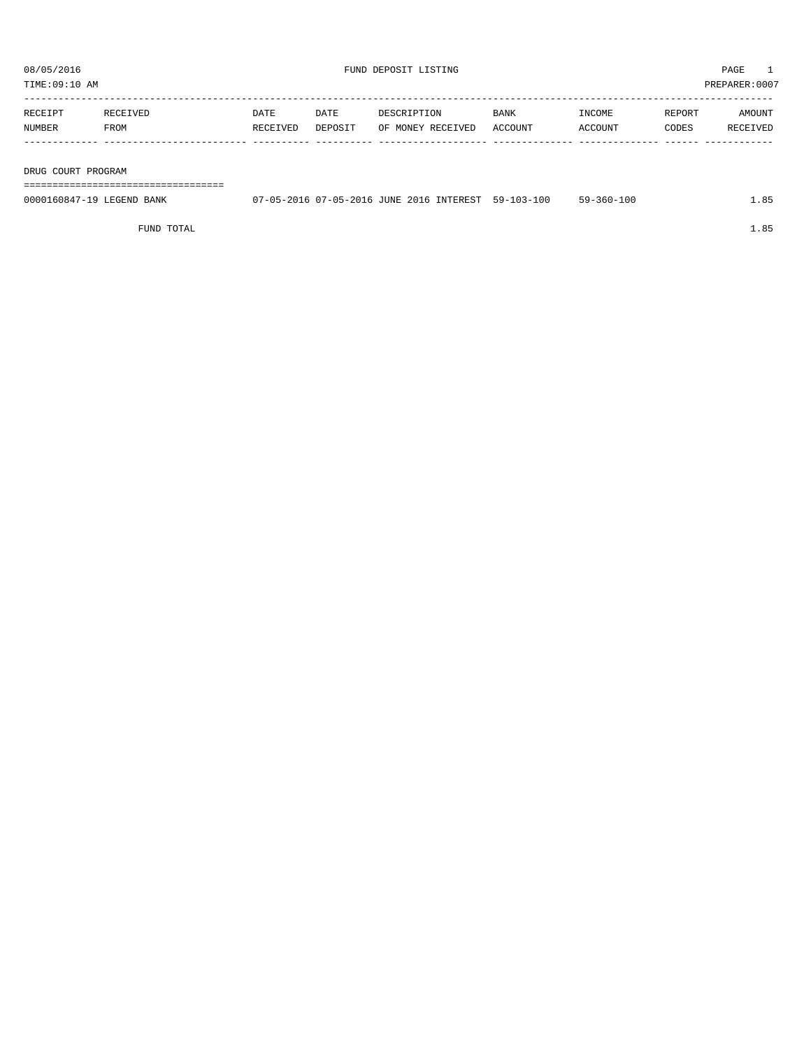08/05/2016 FUND DEPOSIT LISTING PAGE 1

TIME:09:10 AM PREPARER:0007

| RECEIPT NUMBER | RECEIVED FROM | DATE RECEIVED | DATE DEPOSIT | DESCRIPTION OF MONEY RECEIVED | BANK ACCOUNT | INCOME ACCOUNT | REPORT CODES | AMOUNT RECEIVED |
|---|---|---|---|---|---|---|---|---|
| **DRUG COURT PROGRAM** | | | | | | | | |
| 0000160847-19 | LEGEND BANK | 07-05-2016 | 07-05-2016 | JUNE 2016 INTEREST | 59-103-100 | 59-360-100 | | 1.85 |
| | FUND TOTAL | | | | | | | 1.85 |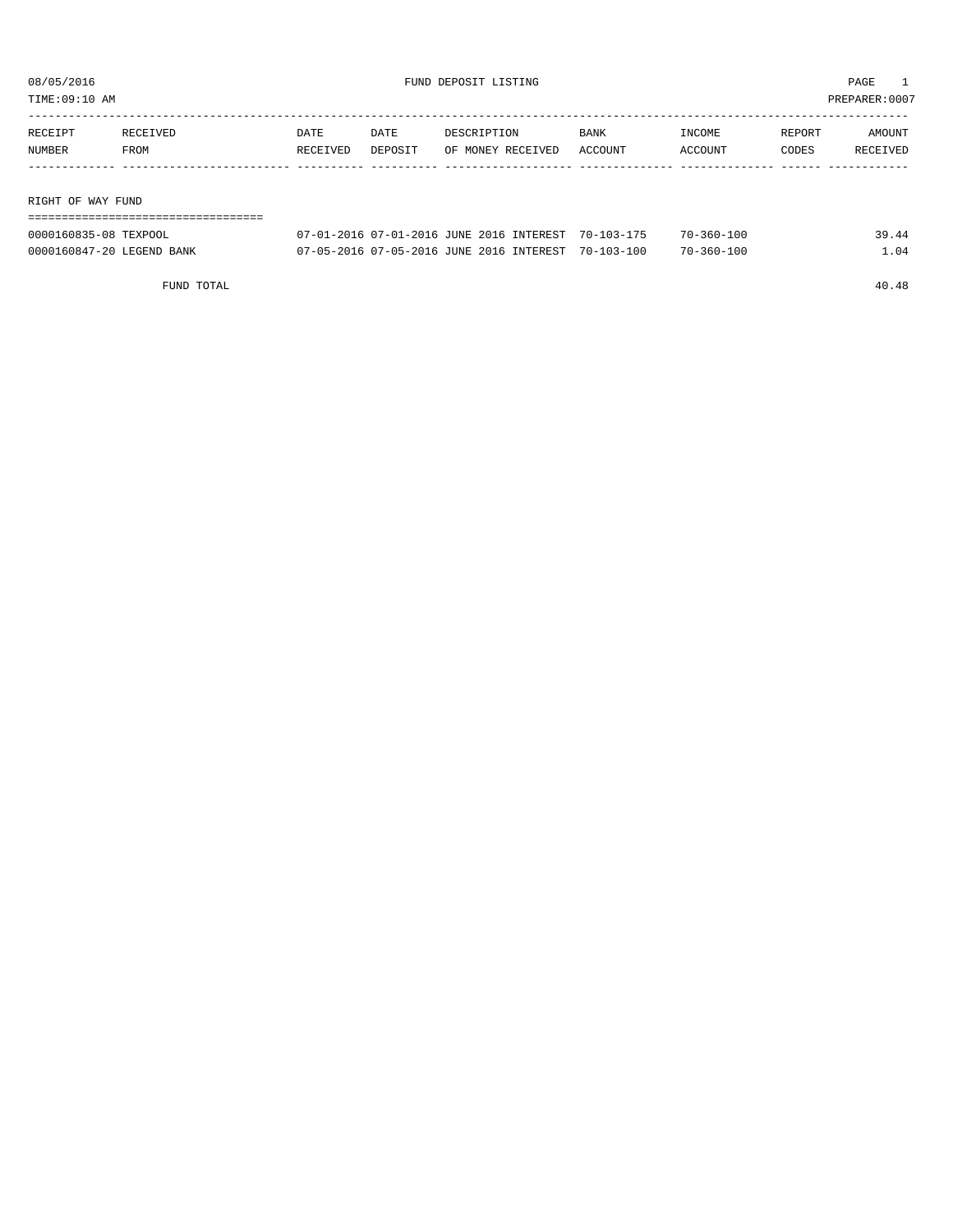08/05/2016 FUND DEPOSIT LISTING PAGE 1
TIME:09:10 AM PREPARER:0007

| RECEIPT NUMBER | RECEIVED FROM | DATE RECEIVED | DATE DEPOSIT | DESCRIPTION OF MONEY RECEIVED | BANK ACCOUNT | INCOME ACCOUNT | REPORT CODES | AMOUNT RECEIVED |
|---|---|---|---|---|---|---|---|---|
| **RIGHT OF WAY FUND** | | | | | | | | |
| 0000160835-08 | TEXPOOL | 07-01-2016 | 07-01-2016 | JUNE 2016 INTEREST | 70-103-175 | 70-360-100 | | 39.44 |
| 0000160847-20 | LEGEND BANK | 07-05-2016 | 07-05-2016 | JUNE 2016 INTEREST | 70-103-100 | 70-360-100 | | 1.04 |
| | FUND TOTAL | | | | | | | 40.48 |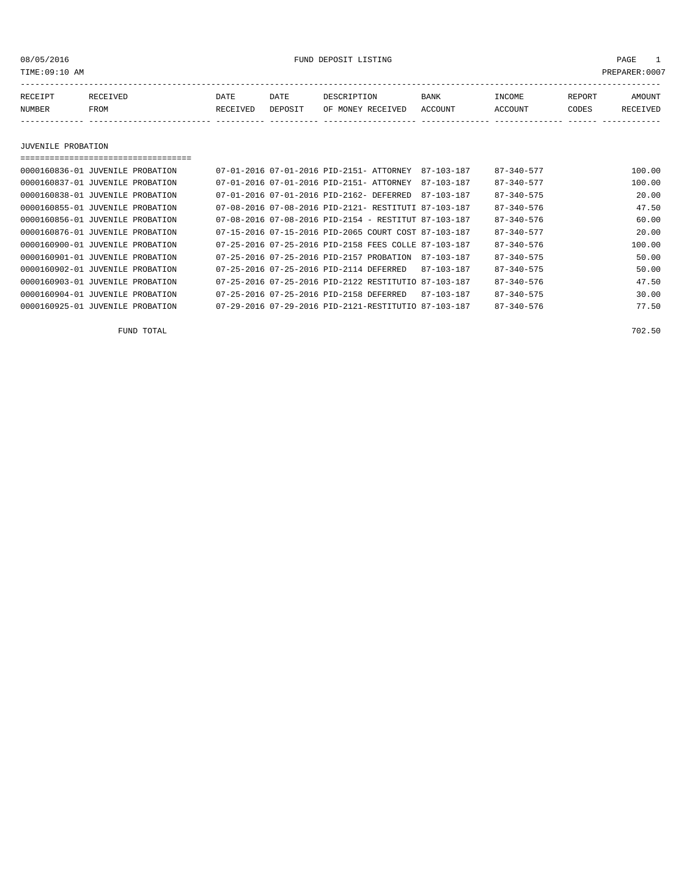08/05/2016 FUND DEPOSIT LISTING

TIME:09:10 AM PREPARER:0007

| RECEIPT NUMBER | RECEIVED FROM | DATE RECEIVED | DATE DEPOSIT | DESCRIPTION OF MONEY RECEIVED | BANK ACCOUNT | INCOME ACCOUNT | REPORT CODES | AMOUNT RECEIVED |
|---|---|---|---|---|---|---|---|---|

## JUVENILE PROBATION

| RECEIPT NUMBER | RECEIVED FROM | DATE RECEIVED | DATE DEPOSIT | DESCRIPTION OF MONEY RECEIVED | BANK ACCOUNT | INCOME ACCOUNT | REPORT CODES | AMOUNT RECEIVED |
|---|---|---|---|---|---|---|---|---|
| 0000160836-01 | JUVENILE PROBATION | 07-01-2016 | 07-01-2016 | PID-2151- ATTORNEY | 87-103-187 | 87-340-577 | | 100.00 |
| 0000160837-01 | JUVENILE PROBATION | 07-01-2016 | 07-01-2016 | PID-2151- ATTORNEY | 87-103-187 | 87-340-577 | | 100.00 |
| 0000160838-01 | JUVENILE PROBATION | 07-01-2016 | 07-01-2016 | PID-2162- DEFERRED | 87-103-187 | 87-340-575 | | 20.00 |
| 0000160855-01 | JUVENILE PROBATION | 07-08-2016 | 07-08-2016 | PID-2121- RESTITUTI | 87-103-187 | 87-340-576 | | 47.50 |
| 0000160856-01 | JUVENILE PROBATION | 07-08-2016 | 07-08-2016 | PID-2154 - RESTITUT | 87-103-187 | 87-340-576 | | 60.00 |
| 0000160876-01 | JUVENILE PROBATION | 07-15-2016 | 07-15-2016 | PID-2065 COURT COST | 87-103-187 | 87-340-577 | | 20.00 |
| 0000160900-01 | JUVENILE PROBATION | 07-25-2016 | 07-25-2016 | PID-2158 FEES COLLE | 87-103-187 | 87-340-576 | | 100.00 |
| 0000160901-01 | JUVENILE PROBATION | 07-25-2016 | 07-25-2016 | PID-2157 PROBATION | 87-103-187 | 87-340-575 | | 50.00 |
| 0000160902-01 | JUVENILE PROBATION | 07-25-2016 | 07-25-2016 | PID-2114 DEFERRED | 87-103-187 | 87-340-575 | | 50.00 |
| 0000160903-01 | JUVENILE PROBATION | 07-25-2016 | 07-25-2016 | PID-2122 RESTITUTIO | 87-103-187 | 87-340-576 | | 47.50 |
| 0000160904-01 | JUVENILE PROBATION | 07-25-2016 | 07-25-2016 | PID-2158 DEFERRED | 87-103-187 | 87-340-575 | | 30.00 |
| 0000160925-01 | JUVENILE PROBATION | 07-29-2016 | 07-29-2016 | PID-2121-RESTITUTIO | 87-103-187 | 87-340-576 | | 77.50 |
| | FUND TOTAL | | | | | | | 702.50 |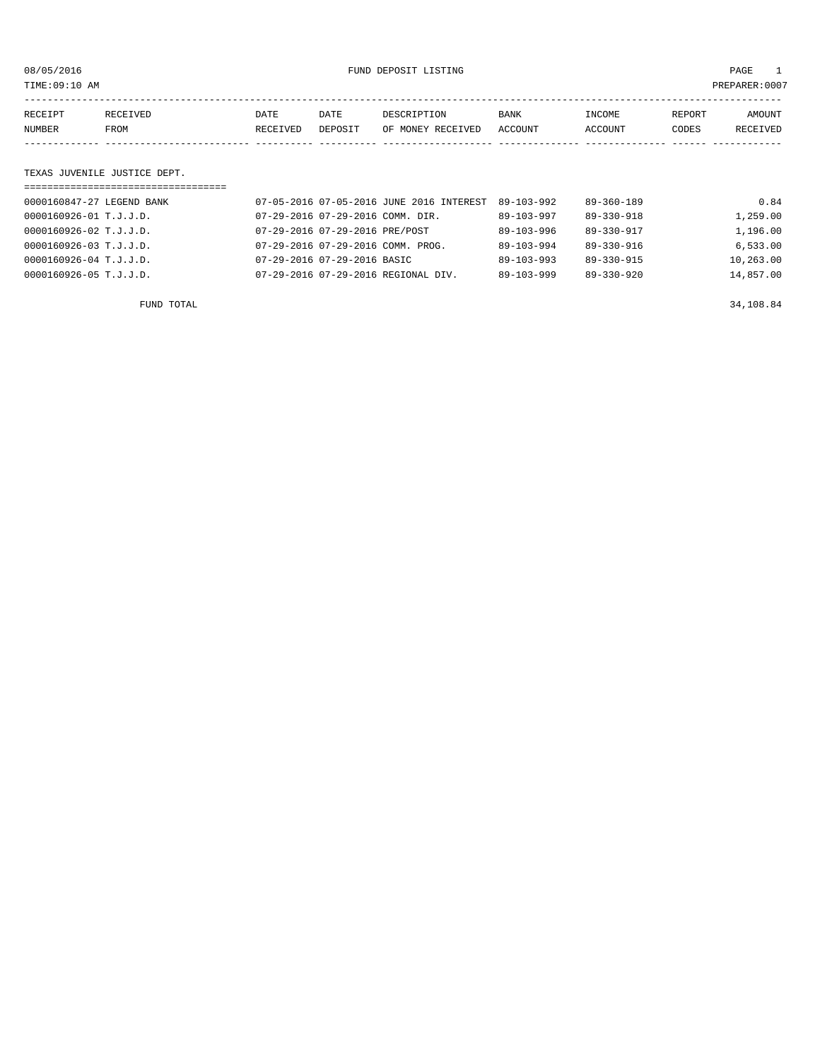08/05/2016 FUND DEPOSIT LISTING

TIME:09:10 AM PREPARER:0007

| RECEIPT NUMBER | RECEIVED FROM | DATE RECEIVED | DATE DEPOSIT | DESCRIPTION OF MONEY RECEIVED | BANK ACCOUNT | INCOME ACCOUNT | REPORT CODES | AMOUNT RECEIVED |
|---|---|---|---|---|---|---|---|---|
| **TEXAS JUVENILE JUSTICE DEPT.** | | | | | | | | |
| 0000160847-27 | LEGEND BANK | 07-05-2016 | 07-05-2016 | JUNE 2016 INTEREST | 89-103-992 | 89-360-189 | | 0.84 |
| 0000160926-01 | T.J.J.D. | 07-29-2016 | 07-29-2016 | COMM. DIR. | 89-103-997 | 89-330-918 | | 1,259.00 |
| 0000160926-02 | T.J.J.D. | 07-29-2016 | 07-29-2016 | PRE/POST | 89-103-996 | 89-330-917 | | 1,196.00 |
| 0000160926-03 | T.J.J.D. | 07-29-2016 | 07-29-2016 | COMM. PROG. | 89-103-994 | 89-330-916 | | 6,533.00 |
| 0000160926-04 | T.J.J.D. | 07-29-2016 | 07-29-2016 | BASIC | 89-103-993 | 89-330-915 | | 10,263.00 |
| 0000160926-05 | T.J.J.D. | 07-29-2016 | 07-29-2016 | REGIONAL DIV. | 89-103-999 | 89-330-920 | | 14,857.00 |
| | FUND TOTAL | | | | | | | 34,108.84 |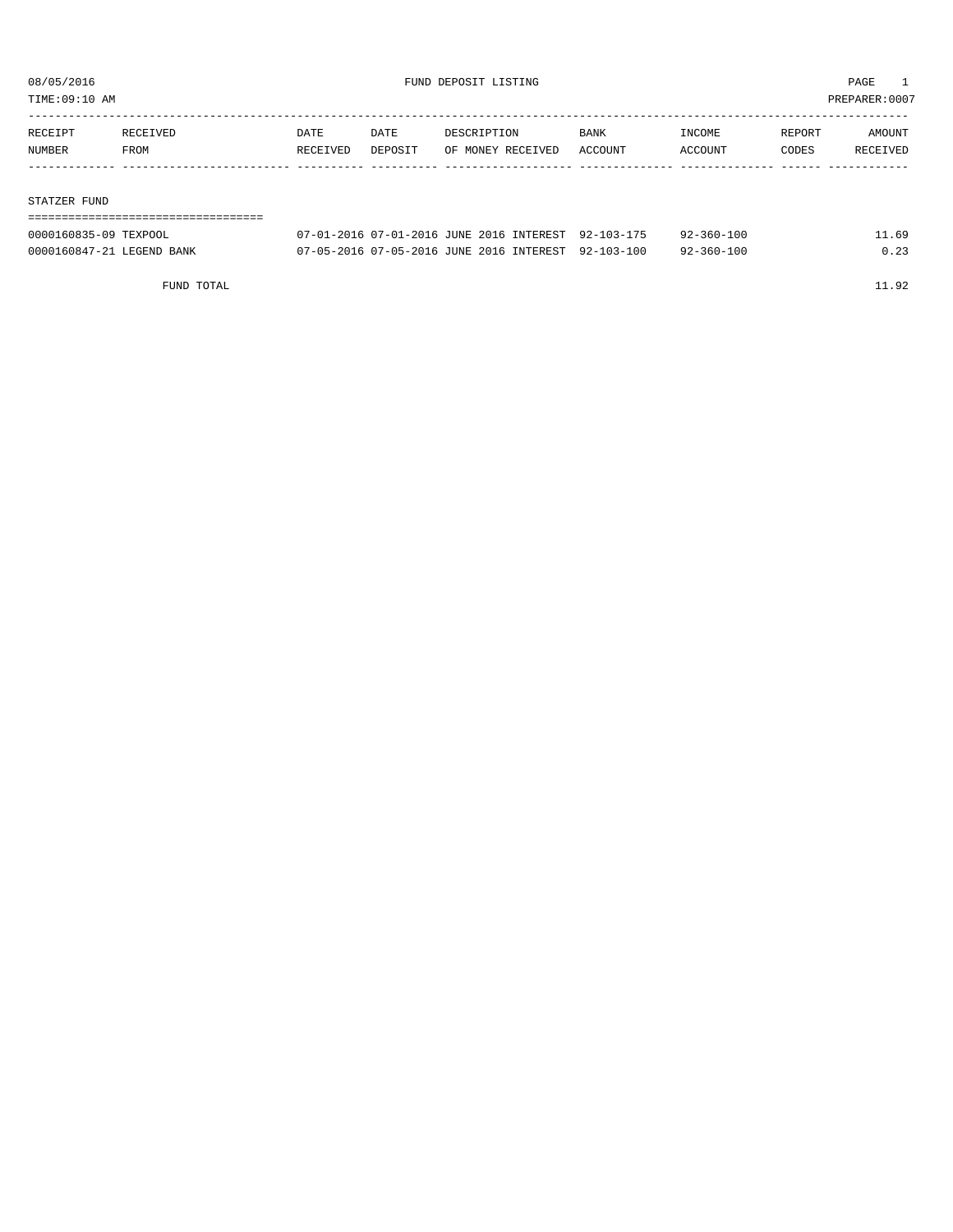08/05/2016 FUND DEPOSIT LISTING

TIME:09:10 AM PREPARER:0007

| RECEIPT NUMBER | RECEIVED FROM | DATE RECEIVED | DATE DEPOSIT | DESCRIPTION OF MONEY RECEIVED | BANK ACCOUNT | INCOME ACCOUNT | REPORT CODES | AMOUNT RECEIVED |
|---|---|---|---|---|---|---|---|---|
| **STATZER FUND** | | | | | | | | |
| 0000160835-09 | TEXPOOL | 07-01-2016 | 07-01-2016 | JUNE 2016 INTEREST | 92-103-175 | 92-360-100 | | 11.69 |
| 0000160847-21 | LEGEND BANK | 07-05-2016 | 07-05-2016 | JUNE 2016 INTEREST | 92-103-100 | 92-360-100 | | 0.23 |
| | FUND TOTAL | | | | | | | 11.92 |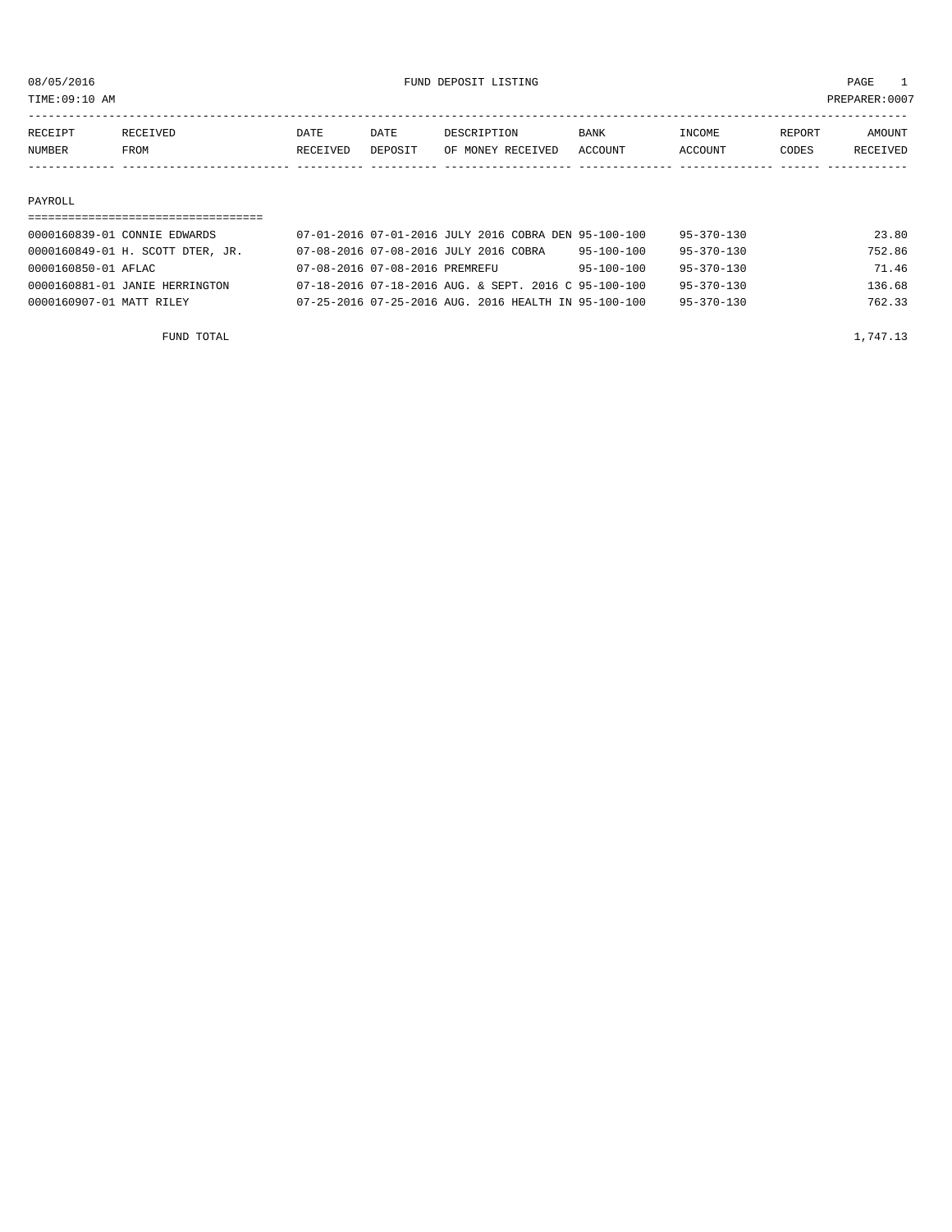08/05/2016 FUND DEPOSIT LISTING PAGE 1

TIME:09:10 AM PREPARER:0007

| RECEIPT NUMBER | RECEIVED FROM | DATE RECEIVED | DATE DEPOSIT | DESCRIPTION OF MONEY RECEIVED | BANK ACCOUNT | INCOME ACCOUNT | REPORT CODES | AMOUNT RECEIVED |
|---|---|---|---|---|---|---|---|---|

PAYROLL

| RECEIPT NUMBER | RECEIVED FROM | DATE RECEIVED | DATE DEPOSIT | DESCRIPTION OF MONEY RECEIVED | BANK ACCOUNT | INCOME ACCOUNT | REPORT CODES | AMOUNT RECEIVED |
|---|---|---|---|---|---|---|---|---|
| 0000160839-01 | CONNIE EDWARDS | 07-01-2016 | 07-01-2016 | JULY 2016 COBRA DEN | 95-100-100 | 95-370-130 | | 23.80 |
| 0000160849-01 | H. SCOTT DTER, JR. | 07-08-2016 | 07-08-2016 | JULY 2016 COBRA | 95-100-100 | 95-370-130 | | 752.86 |
| 0000160850-01 | AFLAC | 07-08-2016 | 07-08-2016 | PREMREFU | 95-100-100 | 95-370-130 | | 71.46 |
| 0000160881-01 | JANIE HERRINGTON | 07-18-2016 | 07-18-2016 | AUG. & SEPT. 2016 C | 95-100-100 | 95-370-130 | | 136.68 |
| 0000160907-01 | MATT RILEY | 07-25-2016 | 07-25-2016 | AUG. 2016 HEALTH IN | 95-100-100 | 95-370-130 | | 762.33 |

FUND TOTAL 1,747.13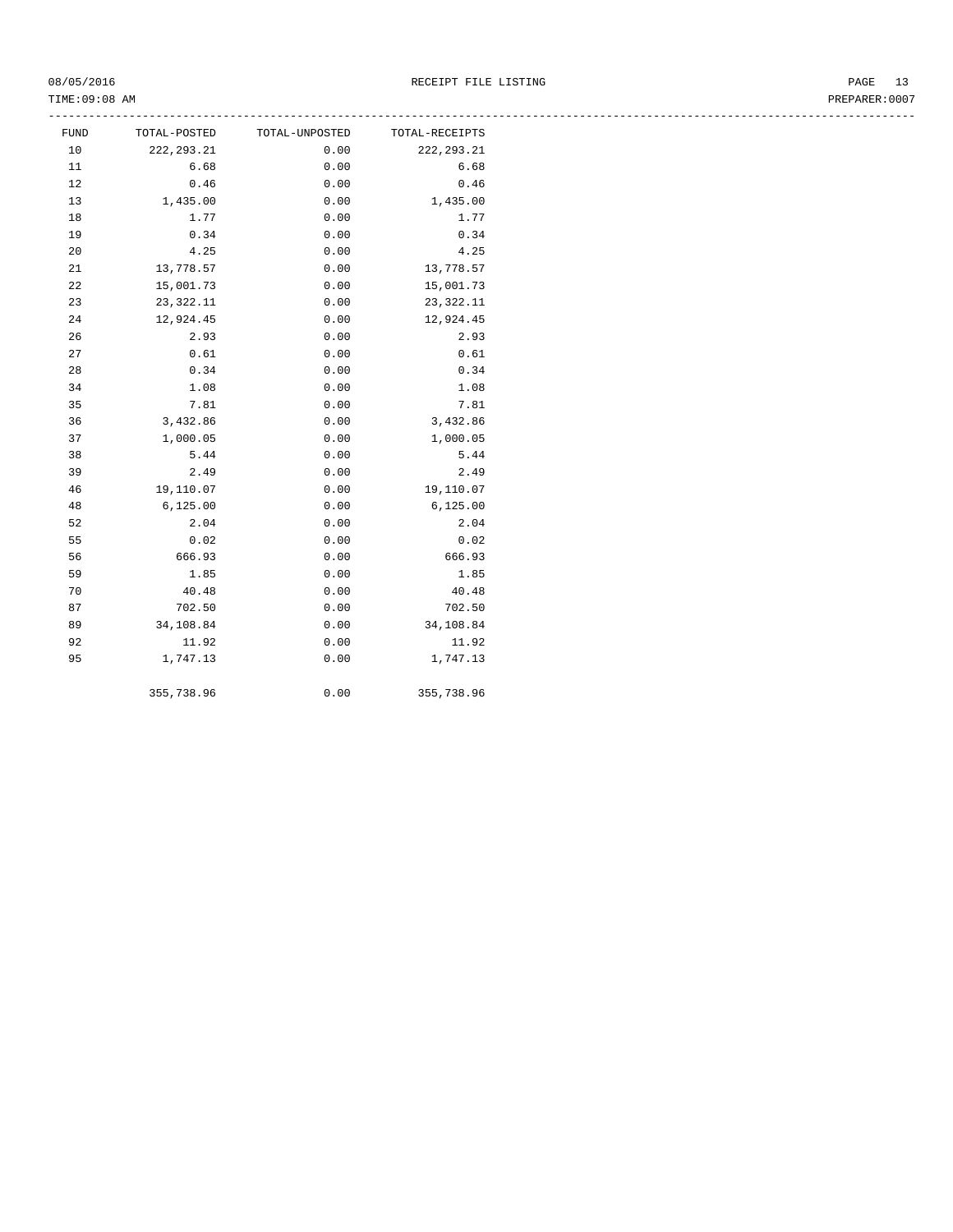| FUND | TOTAL-POSTED | TOTAL-UNPOSTED | TOTAL-RECEIPTS |
|---|---|---|---|
| 10 | 222,293.21 | 0.00 | 222,293.21 |
| 11 | 6.68 | 0.00 | 6.68 |
| 12 | 0.46 | 0.00 | 0.46 |
| 13 | 1,435.00 | 0.00 | 1,435.00 |
| 18 | 1.77 | 0.00 | 1.77 |
| 19 | 0.34 | 0.00 | 0.34 |
| 20 | 4.25 | 0.00 | 4.25 |
| 21 | 13,778.57 | 0.00 | 13,778.57 |
| 22 | 15,001.73 | 0.00 | 15,001.73 |
| 23 | 23,322.11 | 0.00 | 23,322.11 |
| 24 | 12,924.45 | 0.00 | 12,924.45 |
| 26 | 2.93 | 0.00 | 2.93 |
| 27 | 0.61 | 0.00 | 0.61 |
| 28 | 0.34 | 0.00 | 0.34 |
| 34 | 1.08 | 0.00 | 1.08 |
| 35 | 7.81 | 0.00 | 7.81 |
| 36 | 3,432.86 | 0.00 | 3,432.86 |
| 37 | 1,000.05 | 0.00 | 1,000.05 |
| 38 | 5.44 | 0.00 | 5.44 |
| 39 | 2.49 | 0.00 | 2.49 |
| 46 | 19,110.07 | 0.00 | 19,110.07 |
| 48 | 6,125.00 | 0.00 | 6,125.00 |
| 52 | 2.04 | 0.00 | 2.04 |
| 55 | 0.02 | 0.00 | 0.02 |
| 56 | 666.93 | 0.00 | 666.93 |
| 59 | 1.85 | 0.00 | 1.85 |
| 70 | 40.48 | 0.00 | 40.48 |
| 87 | 702.50 | 0.00 | 702.50 |
| 89 | 34,108.84 | 0.00 | 34,108.84 |
| 92 | 11.92 | 0.00 | 11.92 |
| 95 | 1,747.13 | 0.00 | 1,747.13 |
| | 355,738.96 | 0.00 | 355,738.96 |